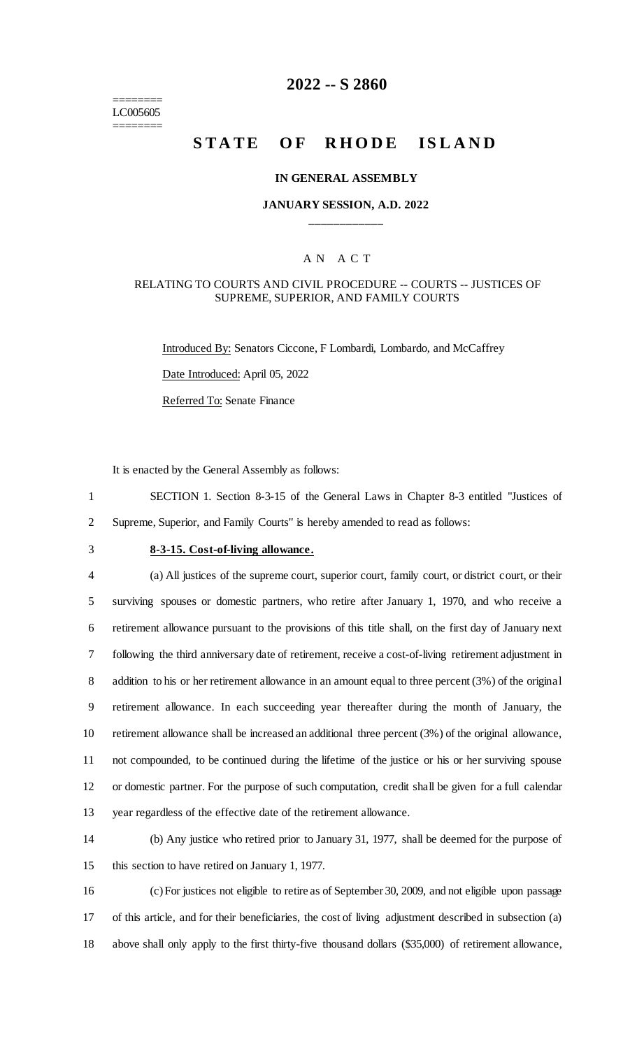======== 
LC005605 
========

# 2022 -- S 2860

# STATE OF RHODE ISLAND

**IN GENERAL ASSEMBLY**

**JANUARY SESSION, A.D. 2022**

____________

A N A C T

RELATING TO COURTS AND CIVIL PROCEDURE -- COURTS -- JUSTICES OF SUPREME, SUPERIOR, AND FAMILY COURTS

Introduced By: Senators Ciccone, F Lombardi, Lombardo, and McCaffrey

Date Introduced: April 05, 2022

Referred To: Senate Finance

It is enacted by the General Assembly as follows:

1 SECTION 1. Section 8-3-15 of the General Laws in Chapter 8-3 entitled "Justices of
2 Supreme, Superior, and Family Courts" is hereby amended to read as follows:

3 **8-3-15. Cost-of-living allowance.**

4 (a) All justices of the supreme court, superior court, family court, or district court, or their
5 surviving spouses or domestic partners, who retire after January 1, 1970, and who receive a
6 retirement allowance pursuant to the provisions of this title shall, on the first day of January next
7 following the third anniversary date of retirement, receive a cost-of-living retirement adjustment in
8 addition to his or her retirement allowance in an amount equal to three percent (3%) of the original
9 retirement allowance. In each succeeding year thereafter during the month of January, the
10 retirement allowance shall be increased an additional three percent (3%) of the original allowance,
11 not compounded, to be continued during the lifetime of the justice or his or her surviving spouse
12 or domestic partner. For the purpose of such computation, credit shall be given for a full calendar
13 year regardless of the effective date of the retirement allowance.

14 (b) Any justice who retired prior to January 31, 1977, shall be deemed for the purpose of
15 this section to have retired on January 1, 1977.

16 (c) For justices not eligible to retire as of September 30, 2009, and not eligible upon passage
17 of this article, and for their beneficiaries, the cost of living adjustment described in subsection (a)
18 above shall only apply to the first thirty-five thousand dollars ($35,000) of retirement allowance,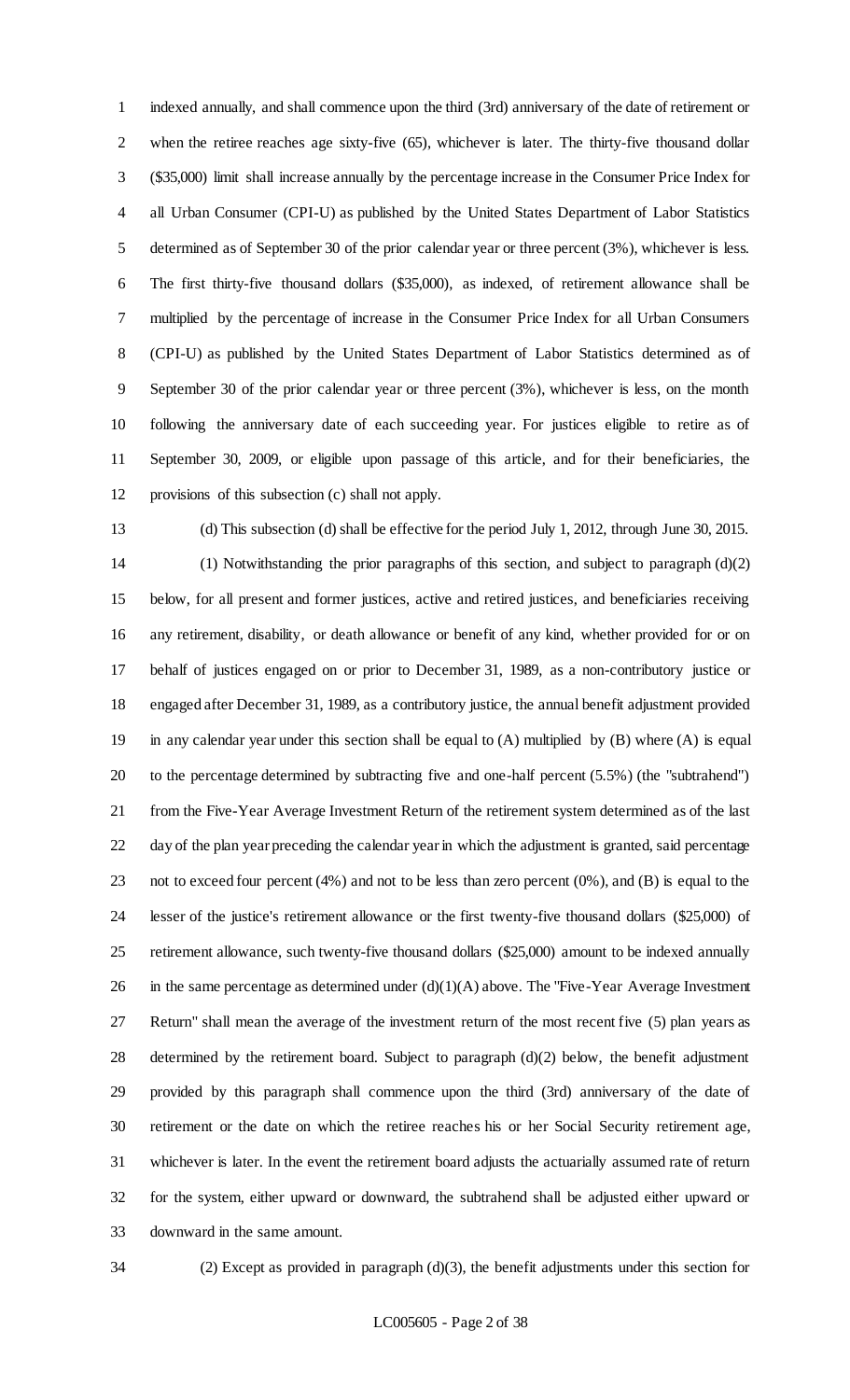indexed annually, and shall commence upon the third (3rd) anniversary of the date of retirement or when the retiree reaches age sixty-five (65), whichever is later. The thirty-five thousand dollar ($35,000) limit shall increase annually by the percentage increase in the Consumer Price Index for all Urban Consumer (CPI-U) as published by the United States Department of Labor Statistics determined as of September 30 of the prior calendar year or three percent (3%), whichever is less. The first thirty-five thousand dollars ($35,000), as indexed, of retirement allowance shall be multiplied by the percentage of increase in the Consumer Price Index for all Urban Consumers (CPI-U) as published by the United States Department of Labor Statistics determined as of September 30 of the prior calendar year or three percent (3%), whichever is less, on the month following the anniversary date of each succeeding year. For justices eligible to retire as of September 30, 2009, or eligible upon passage of this article, and for their beneficiaries, the provisions of this subsection (c) shall not apply.

(d) This subsection (d) shall be effective for the period July 1, 2012, through June 30, 2015.

(1) Notwithstanding the prior paragraphs of this section, and subject to paragraph (d)(2) below, for all present and former justices, active and retired justices, and beneficiaries receiving any retirement, disability, or death allowance or benefit of any kind, whether provided for or on behalf of justices engaged on or prior to December 31, 1989, as a non-contributory justice or engaged after December 31, 1989, as a contributory justice, the annual benefit adjustment provided in any calendar year under this section shall be equal to (A) multiplied by (B) where (A) is equal to the percentage determined by subtracting five and one-half percent (5.5%) (the "subtrahend") from the Five-Year Average Investment Return of the retirement system determined as of the last day of the plan year preceding the calendar year in which the adjustment is granted, said percentage not to exceed four percent (4%) and not to be less than zero percent (0%), and (B) is equal to the lesser of the justice's retirement allowance or the first twenty-five thousand dollars ($25,000) of retirement allowance, such twenty-five thousand dollars ($25,000) amount to be indexed annually in the same percentage as determined under (d)(1)(A) above. The "Five-Year Average Investment Return" shall mean the average of the investment return of the most recent five (5) plan years as determined by the retirement board. Subject to paragraph (d)(2) below, the benefit adjustment provided by this paragraph shall commence upon the third (3rd) anniversary of the date of retirement or the date on which the retiree reaches his or her Social Security retirement age, whichever is later. In the event the retirement board adjusts the actuarially assumed rate of return for the system, either upward or downward, the subtrahend shall be adjusted either upward or downward in the same amount.

(2) Except as provided in paragraph (d)(3), the benefit adjustments under this section for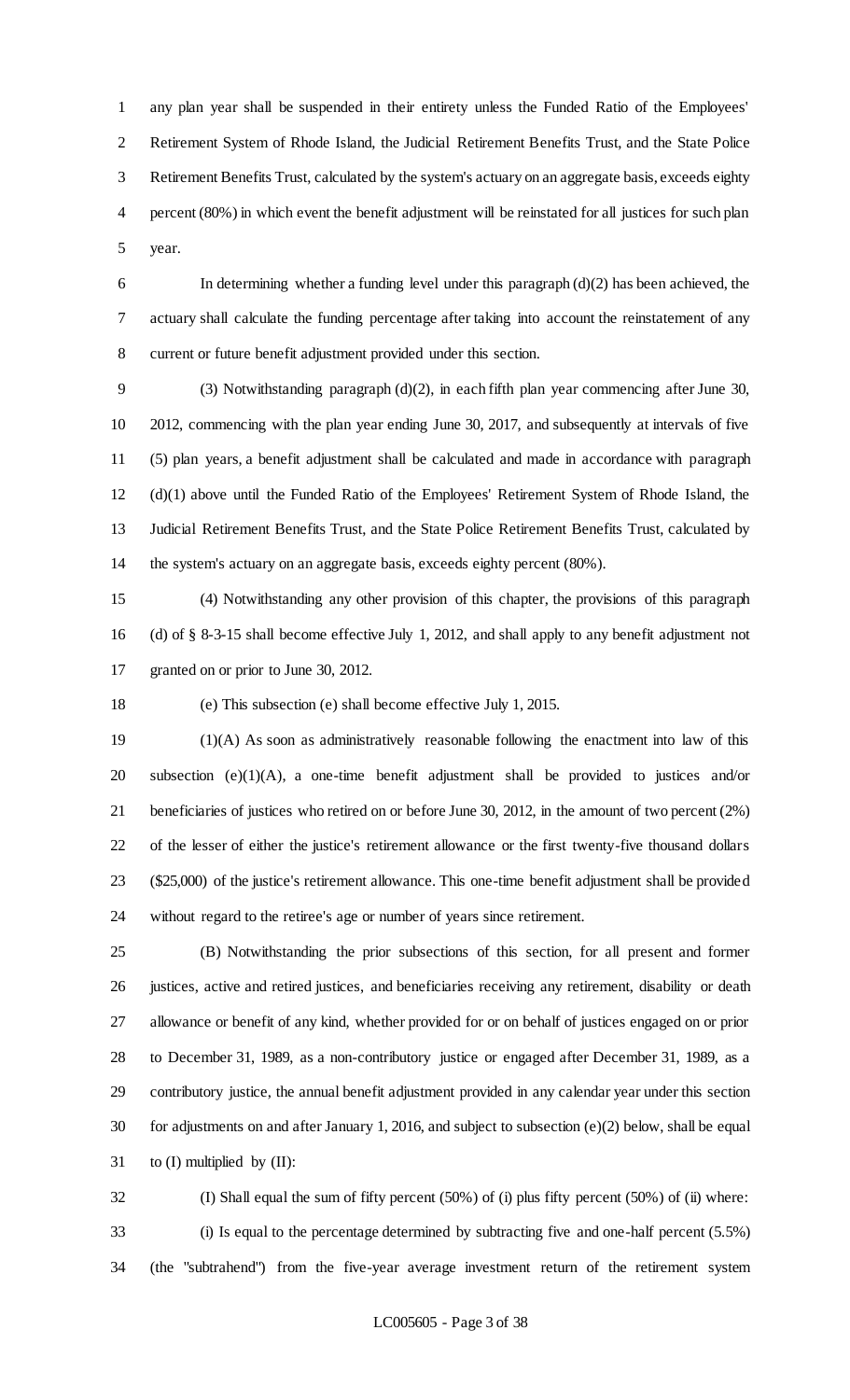any plan year shall be suspended in their entirety unless the Funded Ratio of the Employees' Retirement System of Rhode Island, the Judicial Retirement Benefits Trust, and the State Police Retirement Benefits Trust, calculated by the system's actuary on an aggregate basis, exceeds eighty percent (80%) in which event the benefit adjustment will be reinstated for all justices for such plan year.

In determining whether a funding level under this paragraph (d)(2) has been achieved, the actuary shall calculate the funding percentage after taking into account the reinstatement of any current or future benefit adjustment provided under this section.

(3) Notwithstanding paragraph (d)(2), in each fifth plan year commencing after June 30, 2012, commencing with the plan year ending June 30, 2017, and subsequently at intervals of five (5) plan years, a benefit adjustment shall be calculated and made in accordance with paragraph (d)(1) above until the Funded Ratio of the Employees' Retirement System of Rhode Island, the Judicial Retirement Benefits Trust, and the State Police Retirement Benefits Trust, calculated by the system's actuary on an aggregate basis, exceeds eighty percent (80%).

(4) Notwithstanding any other provision of this chapter, the provisions of this paragraph (d) of § 8-3-15 shall become effective July 1, 2012, and shall apply to any benefit adjustment not granted on or prior to June 30, 2012.

(e) This subsection (e) shall become effective July 1, 2015.

(1)(A) As soon as administratively reasonable following the enactment into law of this subsection (e)(1)(A), a one-time benefit adjustment shall be provided to justices and/or beneficiaries of justices who retired on or before June 30, 2012, in the amount of two percent (2%) of the lesser of either the justice's retirement allowance or the first twenty-five thousand dollars ($25,000) of the justice's retirement allowance. This one-time benefit adjustment shall be provided without regard to the retiree's age or number of years since retirement.

(B) Notwithstanding the prior subsections of this section, for all present and former justices, active and retired justices, and beneficiaries receiving any retirement, disability or death allowance or benefit of any kind, whether provided for or on behalf of justices engaged on or prior to December 31, 1989, as a non-contributory justice or engaged after December 31, 1989, as a contributory justice, the annual benefit adjustment provided in any calendar year under this section for adjustments on and after January 1, 2016, and subject to subsection (e)(2) below, shall be equal to (I) multiplied by (II):

(I) Shall equal the sum of fifty percent (50%) of (i) plus fifty percent (50%) of (ii) where:

(i) Is equal to the percentage determined by subtracting five and one-half percent (5.5%) (the "subtrahend") from the five-year average investment return of the retirement system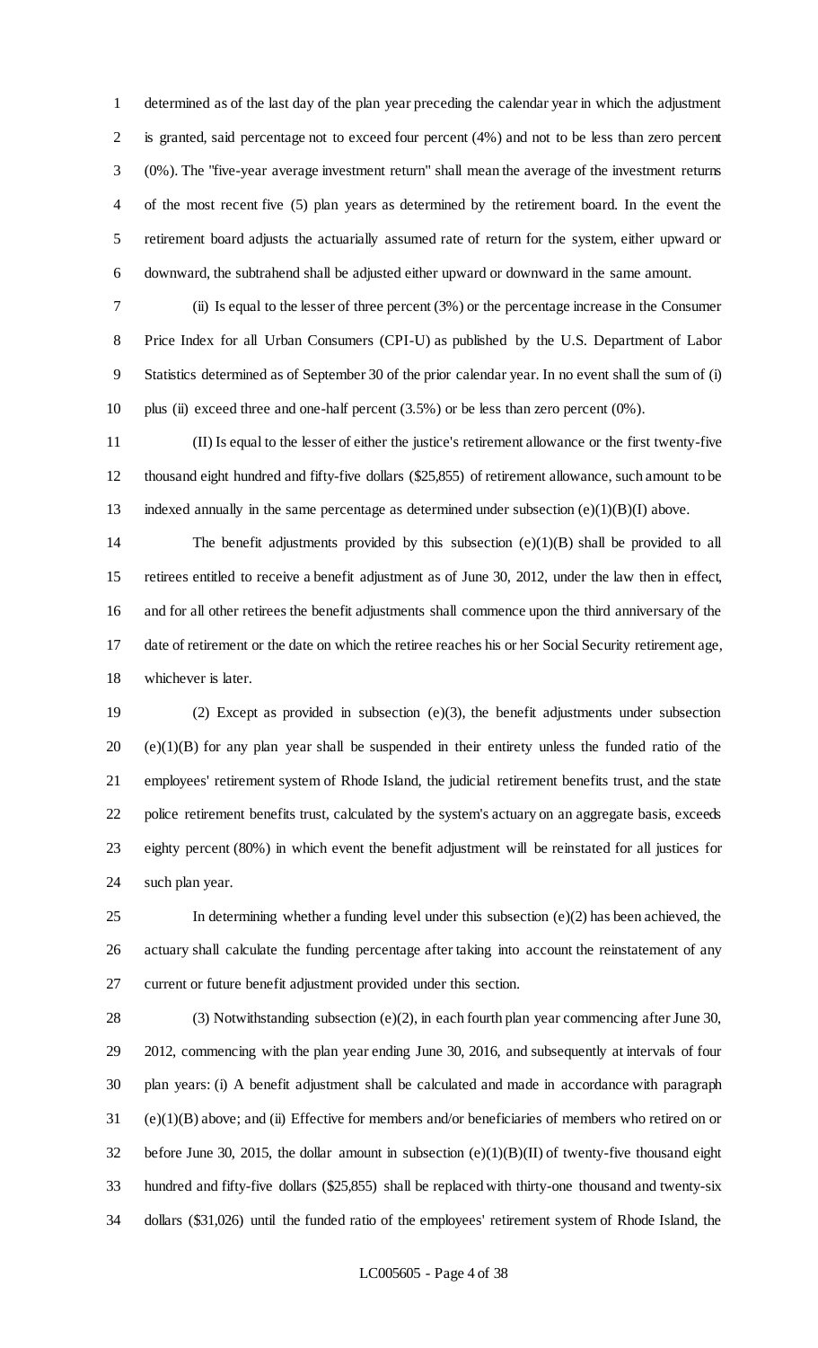determined as of the last day of the plan year preceding the calendar year in which the adjustment is granted, said percentage not to exceed four percent (4%) and not to be less than zero percent (0%). The "five-year average investment return" shall mean the average of the investment returns of the most recent five (5) plan years as determined by the retirement board. In the event the retirement board adjusts the actuarially assumed rate of return for the system, either upward or downward, the subtrahend shall be adjusted either upward or downward in the same amount.

(ii) Is equal to the lesser of three percent (3%) or the percentage increase in the Consumer Price Index for all Urban Consumers (CPI-U) as published by the U.S. Department of Labor Statistics determined as of September 30 of the prior calendar year. In no event shall the sum of (i) plus (ii) exceed three and one-half percent (3.5%) or be less than zero percent (0%).

(II) Is equal to the lesser of either the justice's retirement allowance or the first twenty-five thousand eight hundred and fifty-five dollars ($25,855) of retirement allowance, such amount to be indexed annually in the same percentage as determined under subsection (e)(1)(B)(I) above.

The benefit adjustments provided by this subsection (e)(1)(B) shall be provided to all retirees entitled to receive a benefit adjustment as of June 30, 2012, under the law then in effect, and for all other retirees the benefit adjustments shall commence upon the third anniversary of the date of retirement or the date on which the retiree reaches his or her Social Security retirement age, whichever is later.

(2) Except as provided in subsection (e)(3), the benefit adjustments under subsection (e)(1)(B) for any plan year shall be suspended in their entirety unless the funded ratio of the employees' retirement system of Rhode Island, the judicial retirement benefits trust, and the state police retirement benefits trust, calculated by the system's actuary on an aggregate basis, exceeds eighty percent (80%) in which event the benefit adjustment will be reinstated for all justices for such plan year.

In determining whether a funding level under this subsection (e)(2) has been achieved, the actuary shall calculate the funding percentage after taking into account the reinstatement of any current or future benefit adjustment provided under this section.

(3) Notwithstanding subsection (e)(2), in each fourth plan year commencing after June 30, 2012, commencing with the plan year ending June 30, 2016, and subsequently at intervals of four plan years: (i) A benefit adjustment shall be calculated and made in accordance with paragraph (e)(1)(B) above; and (ii) Effective for members and/or beneficiaries of members who retired on or before June 30, 2015, the dollar amount in subsection (e)(1)(B)(II) of twenty-five thousand eight hundred and fifty-five dollars ($25,855) shall be replaced with thirty-one thousand and twenty-six dollars ($31,026) until the funded ratio of the employees' retirement system of Rhode Island, the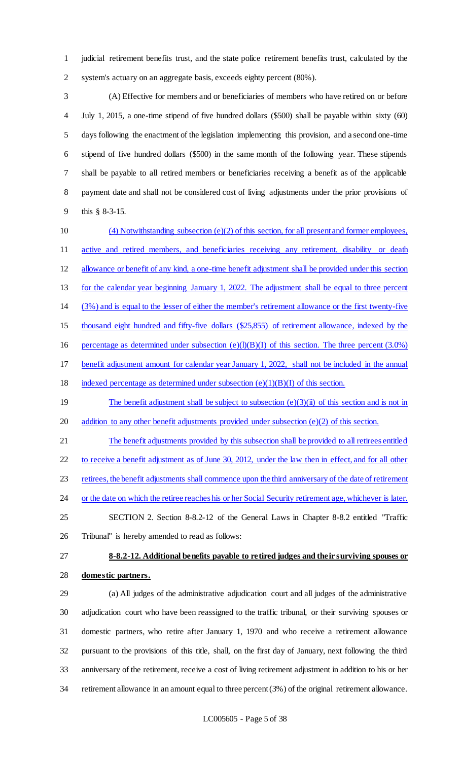judicial retirement benefits trust, and the state police retirement benefits trust, calculated by the system's actuary on an aggregate basis, exceeds eighty percent (80%).

(A) Effective for members and or beneficiaries of members who have retired on or before July 1, 2015, a one-time stipend of five hundred dollars ($500) shall be payable within sixty (60) days following the enactment of the legislation implementing this provision, and a second one-time stipend of five hundred dollars ($500) in the same month of the following year. These stipends shall be payable to all retired members or beneficiaries receiving a benefit as of the applicable payment date and shall not be considered cost of living adjustments under the prior provisions of this § 8-3-15.

(4) Notwithstanding subsection (e)(2) of this section, for all present and former employees, active and retired members, and beneficiaries receiving any retirement, disability or death allowance or benefit of any kind, a one-time benefit adjustment shall be provided under this section for the calendar year beginning January 1, 2022. The adjustment shall be equal to three percent (3%) and is equal to the lesser of either the member's retirement allowance or the first twenty-five thousand eight hundred and fifty-five dollars ($25,855) of retirement allowance, indexed by the percentage as determined under subsection (e)(l)(B)(I) of this section. The three percent (3.0%) benefit adjustment amount for calendar year January 1, 2022, shall not be included in the annual indexed percentage as determined under subsection (e)(1)(B)(I) of this section.

The benefit adjustment shall be subject to subsection (e)(3)(ii) of this section and is not in addition to any other benefit adjustments provided under subsection (e)(2) of this section.

The benefit adjustments provided by this subsection shall be provided to all retirees entitled to receive a benefit adjustment as of June 30, 2012, under the law then in effect, and for all other retirees, the benefit adjustments shall commence upon the third anniversary of the date of retirement or the date on which the retiree reaches his or her Social Security retirement age, whichever is later.

SECTION 2. Section 8-8.2-12 of the General Laws in Chapter 8-8.2 entitled "Traffic Tribunal" is hereby amended to read as follows:

**8-8.2-12. Additional benefits payable to retired judges and their surviving spouses or domestic partners.**

(a) All judges of the administrative adjudication court and all judges of the administrative adjudication court who have been reassigned to the traffic tribunal, or their surviving spouses or domestic partners, who retire after January 1, 1970 and who receive a retirement allowance pursuant to the provisions of this title, shall, on the first day of January, next following the third anniversary of the retirement, receive a cost of living retirement adjustment in addition to his or her retirement allowance in an amount equal to three percent (3%) of the original retirement allowance.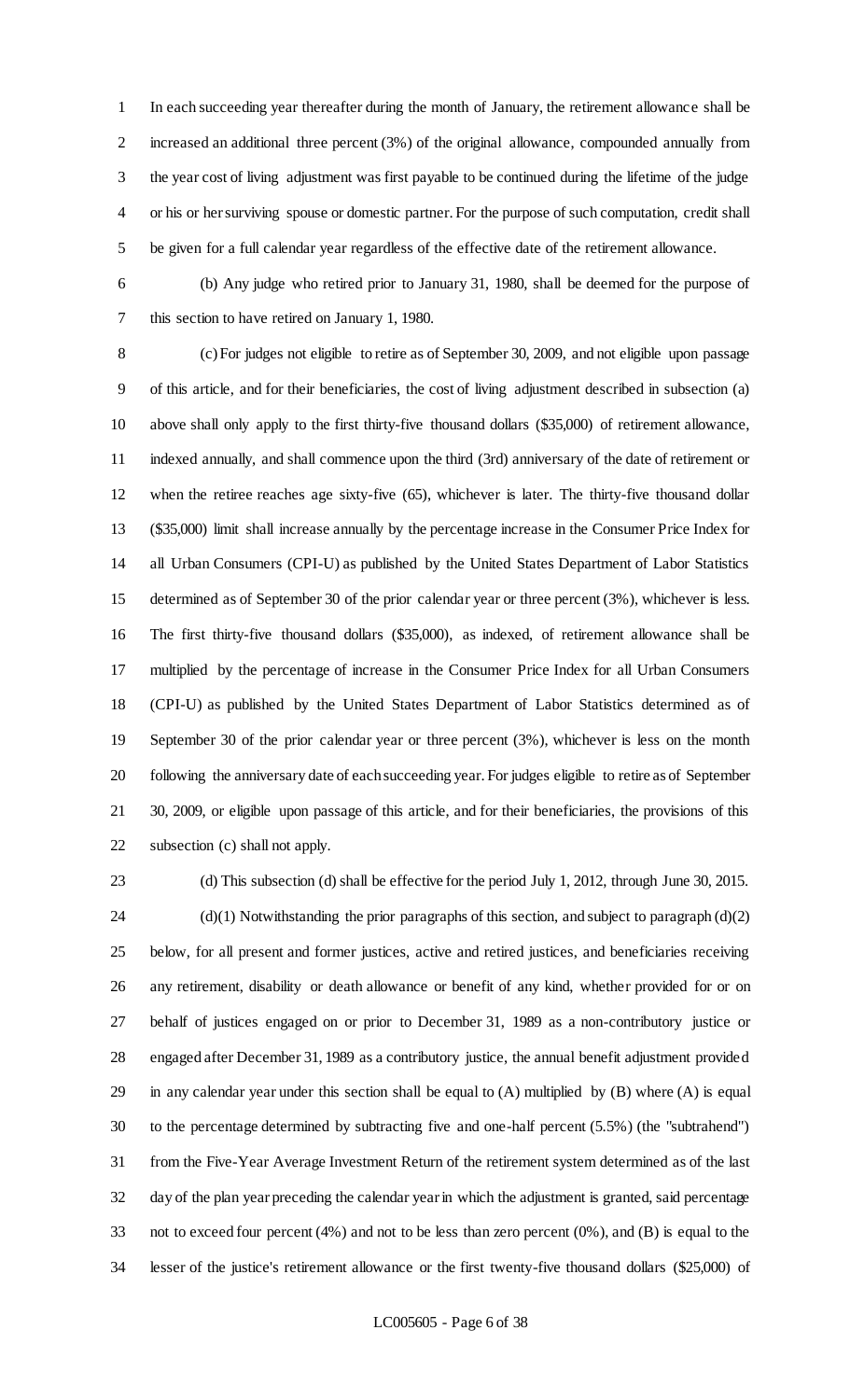In each succeeding year thereafter during the month of January, the retirement allowance shall be increased an additional three percent (3%) of the original allowance, compounded annually from the year cost of living adjustment was first payable to be continued during the lifetime of the judge or his or her surviving spouse or domestic partner. For the purpose of such computation, credit shall be given for a full calendar year regardless of the effective date of the retirement allowance.

(b) Any judge who retired prior to January 31, 1980, shall be deemed for the purpose of this section to have retired on January 1, 1980.

(c) For judges not eligible to retire as of September 30, 2009, and not eligible upon passage of this article, and for their beneficiaries, the cost of living adjustment described in subsection (a) above shall only apply to the first thirty-five thousand dollars ($35,000) of retirement allowance, indexed annually, and shall commence upon the third (3rd) anniversary of the date of retirement or when the retiree reaches age sixty-five (65), whichever is later. The thirty-five thousand dollar ($35,000) limit shall increase annually by the percentage increase in the Consumer Price Index for all Urban Consumers (CPI-U) as published by the United States Department of Labor Statistics determined as of September 30 of the prior calendar year or three percent (3%), whichever is less. The first thirty-five thousand dollars ($35,000), as indexed, of retirement allowance shall be multiplied by the percentage of increase in the Consumer Price Index for all Urban Consumers (CPI-U) as published by the United States Department of Labor Statistics determined as of September 30 of the prior calendar year or three percent (3%), whichever is less on the month following the anniversary date of each succeeding year. For judges eligible to retire as of September 30, 2009, or eligible upon passage of this article, and for their beneficiaries, the provisions of this subsection (c) shall not apply.

(d) This subsection (d) shall be effective for the period July 1, 2012, through June 30, 2015.

(d)(1) Notwithstanding the prior paragraphs of this section, and subject to paragraph (d)(2) below, for all present and former justices, active and retired justices, and beneficiaries receiving any retirement, disability or death allowance or benefit of any kind, whether provided for or on behalf of justices engaged on or prior to December 31, 1989 as a non-contributory justice or engaged after December 31, 1989 as a contributory justice, the annual benefit adjustment provided in any calendar year under this section shall be equal to (A) multiplied by (B) where (A) is equal to the percentage determined by subtracting five and one-half percent (5.5%) (the "subtrahend") from the Five-Year Average Investment Return of the retirement system determined as of the last day of the plan year preceding the calendar year in which the adjustment is granted, said percentage not to exceed four percent (4%) and not to be less than zero percent (0%), and (B) is equal to the lesser of the justice's retirement allowance or the first twenty-five thousand dollars ($25,000) of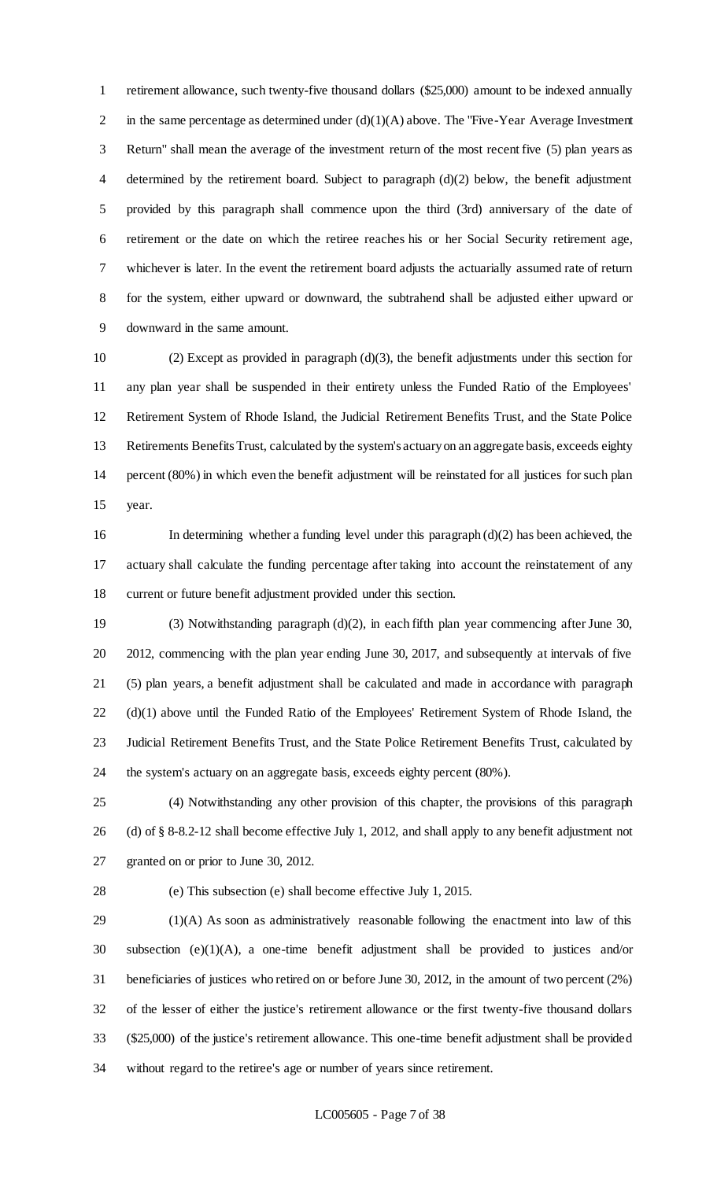retirement allowance, such twenty-five thousand dollars ($25,000) amount to be indexed annually in the same percentage as determined under (d)(1)(A) above. The "Five-Year Average Investment Return" shall mean the average of the investment return of the most recent five (5) plan years as determined by the retirement board. Subject to paragraph (d)(2) below, the benefit adjustment provided by this paragraph shall commence upon the third (3rd) anniversary of the date of retirement or the date on which the retiree reaches his or her Social Security retirement age, whichever is later. In the event the retirement board adjusts the actuarially assumed rate of return for the system, either upward or downward, the subtrahend shall be adjusted either upward or downward in the same amount.

(2) Except as provided in paragraph (d)(3), the benefit adjustments under this section for any plan year shall be suspended in their entirety unless the Funded Ratio of the Employees' Retirement System of Rhode Island, the Judicial Retirement Benefits Trust, and the State Police Retirements Benefits Trust, calculated by the system's actuary on an aggregate basis, exceeds eighty percent (80%) in which even the benefit adjustment will be reinstated for all justices for such plan year.

In determining whether a funding level under this paragraph (d)(2) has been achieved, the actuary shall calculate the funding percentage after taking into account the reinstatement of any current or future benefit adjustment provided under this section.

(3) Notwithstanding paragraph (d)(2), in each fifth plan year commencing after June 30, 2012, commencing with the plan year ending June 30, 2017, and subsequently at intervals of five (5) plan years, a benefit adjustment shall be calculated and made in accordance with paragraph (d)(1) above until the Funded Ratio of the Employees' Retirement System of Rhode Island, the Judicial Retirement Benefits Trust, and the State Police Retirement Benefits Trust, calculated by the system's actuary on an aggregate basis, exceeds eighty percent (80%).

(4) Notwithstanding any other provision of this chapter, the provisions of this paragraph (d) of § 8-8.2-12 shall become effective July 1, 2012, and shall apply to any benefit adjustment not granted on or prior to June 30, 2012.

(e) This subsection (e) shall become effective July 1, 2015.

(1)(A) As soon as administratively reasonable following the enactment into law of this subsection (e)(1)(A), a one-time benefit adjustment shall be provided to justices and/or beneficiaries of justices who retired on or before June 30, 2012, in the amount of two percent (2%) of the lesser of either the justice's retirement allowance or the first twenty-five thousand dollars ($25,000) of the justice's retirement allowance. This one-time benefit adjustment shall be provided without regard to the retiree's age or number of years since retirement.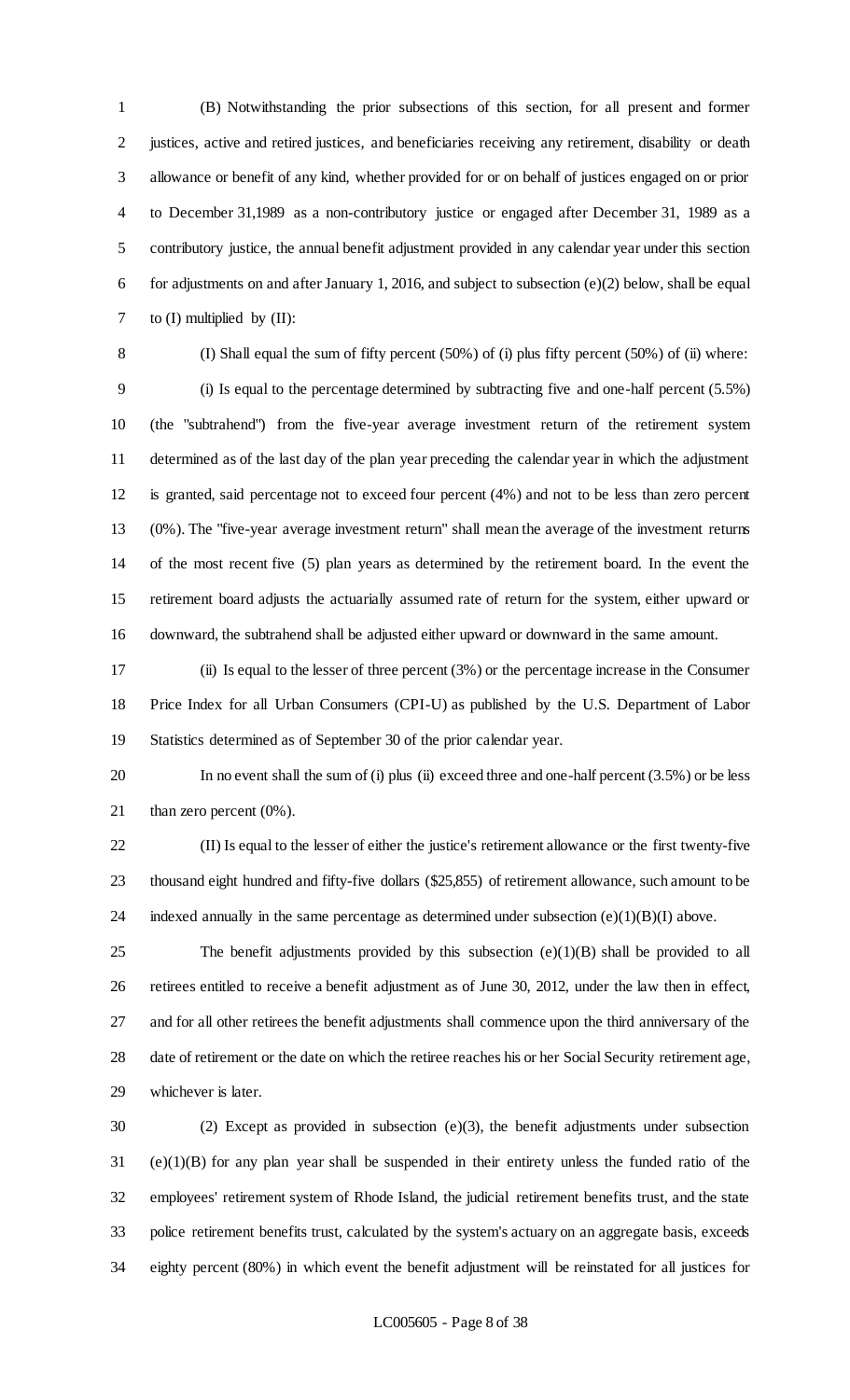(B) Notwithstanding the prior subsections of this section, for all present and former justices, active and retired justices, and beneficiaries receiving any retirement, disability or death allowance or benefit of any kind, whether provided for or on behalf of justices engaged on or prior to December 31,1989 as a non-contributory justice or engaged after December 31, 1989 as a contributory justice, the annual benefit adjustment provided in any calendar year under this section for adjustments on and after January 1, 2016, and subject to subsection (e)(2) below, shall be equal to (I) multiplied by (II):

(I) Shall equal the sum of fifty percent (50%) of (i) plus fifty percent (50%) of (ii) where:

(i) Is equal to the percentage determined by subtracting five and one-half percent (5.5%) (the "subtrahend") from the five-year average investment return of the retirement system determined as of the last day of the plan year preceding the calendar year in which the adjustment is granted, said percentage not to exceed four percent (4%) and not to be less than zero percent (0%). The "five-year average investment return" shall mean the average of the investment returns of the most recent five (5) plan years as determined by the retirement board. In the event the retirement board adjusts the actuarially assumed rate of return for the system, either upward or downward, the subtrahend shall be adjusted either upward or downward in the same amount.

(ii) Is equal to the lesser of three percent (3%) or the percentage increase in the Consumer Price Index for all Urban Consumers (CPI-U) as published by the U.S. Department of Labor Statistics determined as of September 30 of the prior calendar year.

In no event shall the sum of (i) plus (ii) exceed three and one-half percent (3.5%) or be less than zero percent (0%).

(II) Is equal to the lesser of either the justice's retirement allowance or the first twenty-five thousand eight hundred and fifty-five dollars ($25,855) of retirement allowance, such amount to be indexed annually in the same percentage as determined under subsection (e)(1)(B)(I) above.

The benefit adjustments provided by this subsection (e)(1)(B) shall be provided to all retirees entitled to receive a benefit adjustment as of June 30, 2012, under the law then in effect, and for all other retirees the benefit adjustments shall commence upon the third anniversary of the date of retirement or the date on which the retiree reaches his or her Social Security retirement age, whichever is later.

(2) Except as provided in subsection (e)(3), the benefit adjustments under subsection (e)(1)(B) for any plan year shall be suspended in their entirety unless the funded ratio of the employees' retirement system of Rhode Island, the judicial retirement benefits trust, and the state police retirement benefits trust, calculated by the system's actuary on an aggregate basis, exceeds eighty percent (80%) in which event the benefit adjustment will be reinstated for all justices for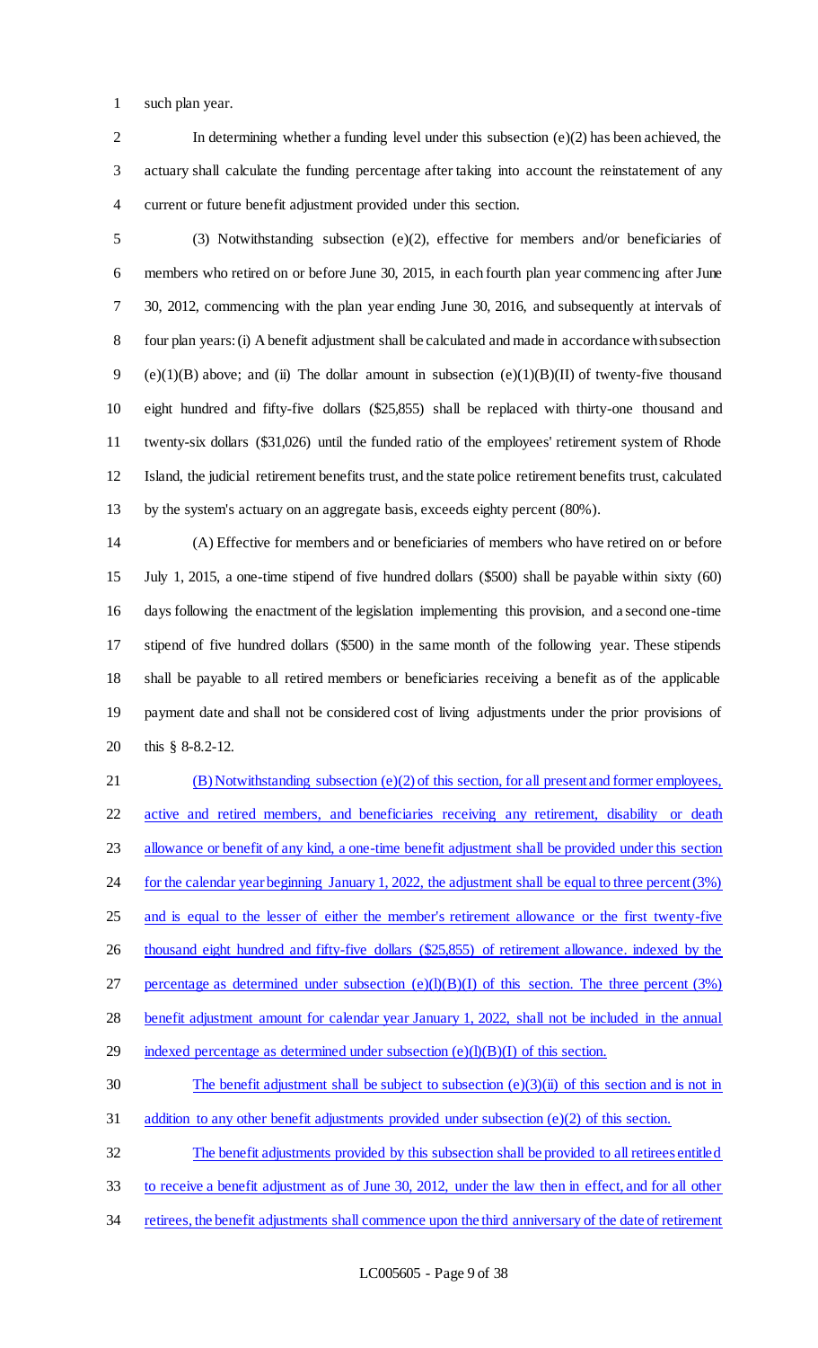such plan year.

In determining whether a funding level under this subsection (e)(2) has been achieved, the actuary shall calculate the funding percentage after taking into account the reinstatement of any current or future benefit adjustment provided under this section.

(3) Notwithstanding subsection (e)(2), effective for members and/or beneficiaries of members who retired on or before June 30, 2015, in each fourth plan year commencing after June 30, 2012, commencing with the plan year ending June 30, 2016, and subsequently at intervals of four plan years: (i) A benefit adjustment shall be calculated and made in accordance with subsection (e)(1)(B) above; and (ii) The dollar amount in subsection (e)(1)(B)(II) of twenty-five thousand eight hundred and fifty-five dollars ($25,855) shall be replaced with thirty-one thousand and twenty-six dollars ($31,026) until the funded ratio of the employees' retirement system of Rhode Island, the judicial retirement benefits trust, and the state police retirement benefits trust, calculated by the system's actuary on an aggregate basis, exceeds eighty percent (80%).

(A) Effective for members and or beneficiaries of members who have retired on or before July 1, 2015, a one-time stipend of five hundred dollars ($500) shall be payable within sixty (60) days following the enactment of the legislation implementing this provision, and a second one-time stipend of five hundred dollars ($500) in the same month of the following year. These stipends shall be payable to all retired members or beneficiaries receiving a benefit as of the applicable payment date and shall not be considered cost of living adjustments under the prior provisions of this § 8-8.2-12.

(B) Notwithstanding subsection (e)(2) of this section, for all present and former employees, active and retired members, and beneficiaries receiving any retirement, disability or death allowance or benefit of any kind, a one-time benefit adjustment shall be provided under this section for the calendar year beginning January 1, 2022, the adjustment shall be equal to three percent (3%) and is equal to the lesser of either the member's retirement allowance or the first twenty-five thousand eight hundred and fifty-five dollars ($25,855) of retirement allowance. indexed by the percentage as determined under subsection (e)(l)(B)(I) of this section. The three percent (3%) benefit adjustment amount for calendar year January 1, 2022, shall not be included in the annual indexed percentage as determined under subsection (e)(l)(B)(I) of this section.

The benefit adjustment shall be subject to subsection (e)(3)(ii) of this section and is not in addition to any other benefit adjustments provided under subsection (e)(2) of this section.

The benefit adjustments provided by this subsection shall be provided to all retirees entitled to receive a benefit adjustment as of June 30, 2012, under the law then in effect, and for all other retirees, the benefit adjustments shall commence upon the third anniversary of the date of retirement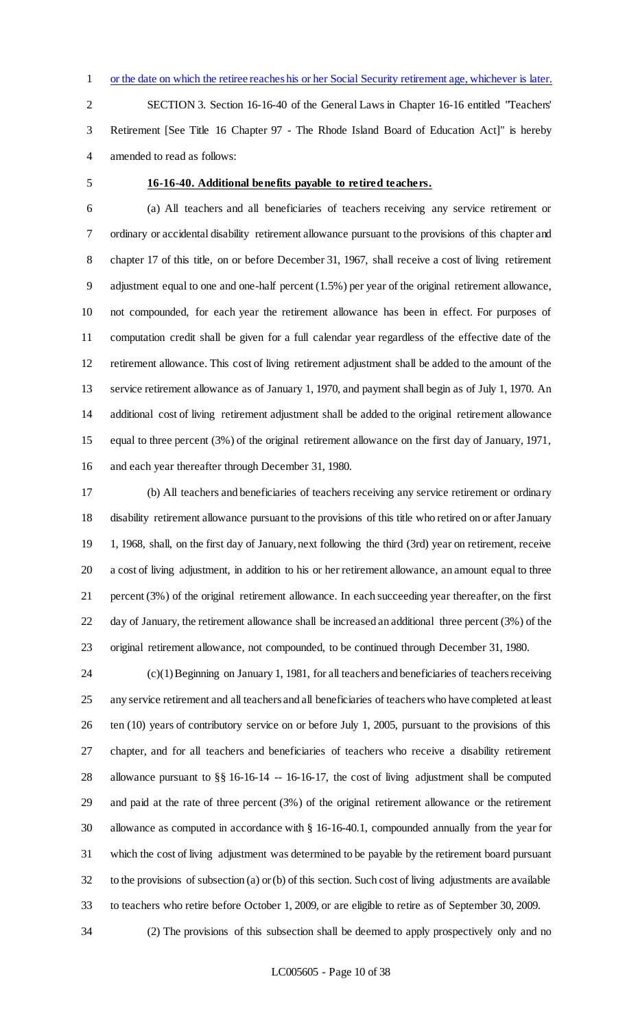or the date on which the retiree reaches his or her Social Security retirement age, whichever is later.

SECTION 3. Section 16-16-40 of the General Laws in Chapter 16-16 entitled "Teachers' Retirement [See Title 16 Chapter 97 - The Rhode Island Board of Education Act]" is hereby amended to read as follows:

**16-16-40. Additional benefits payable to retired teachers.**

(a) All teachers and all beneficiaries of teachers receiving any service retirement or ordinary or accidental disability retirement allowance pursuant to the provisions of this chapter and chapter 17 of this title, on or before December 31, 1967, shall receive a cost of living retirement adjustment equal to one and one-half percent (1.5%) per year of the original retirement allowance, not compounded, for each year the retirement allowance has been in effect. For purposes of computation credit shall be given for a full calendar year regardless of the effective date of the retirement allowance. This cost of living retirement adjustment shall be added to the amount of the service retirement allowance as of January 1, 1970, and payment shall begin as of July 1, 1970. An additional cost of living retirement adjustment shall be added to the original retirement allowance equal to three percent (3%) of the original retirement allowance on the first day of January, 1971, and each year thereafter through December 31, 1980.

(b) All teachers and beneficiaries of teachers receiving any service retirement or ordinary disability retirement allowance pursuant to the provisions of this title who retired on or after January 1, 1968, shall, on the first day of January, next following the third (3rd) year on retirement, receive a cost of living adjustment, in addition to his or her retirement allowance, an amount equal to three percent (3%) of the original retirement allowance. In each succeeding year thereafter, on the first day of January, the retirement allowance shall be increased an additional three percent (3%) of the original retirement allowance, not compounded, to be continued through December 31, 1980.

(c)(1) Beginning on January 1, 1981, for all teachers and beneficiaries of teachers receiving any service retirement and all teachers and all beneficiaries of teachers who have completed at least ten (10) years of contributory service on or before July 1, 2005, pursuant to the provisions of this chapter, and for all teachers and beneficiaries of teachers who receive a disability retirement allowance pursuant to §§ 16-16-14 -- 16-16-17, the cost of living adjustment shall be computed and paid at the rate of three percent (3%) of the original retirement allowance or the retirement allowance as computed in accordance with § 16-16-40.1, compounded annually from the year for which the cost of living adjustment was determined to be payable by the retirement board pursuant to the provisions of subsection (a) or (b) of this section. Such cost of living adjustments are available to teachers who retire before October 1, 2009, or are eligible to retire as of September 30, 2009.

(2) The provisions of this subsection shall be deemed to apply prospectively only and no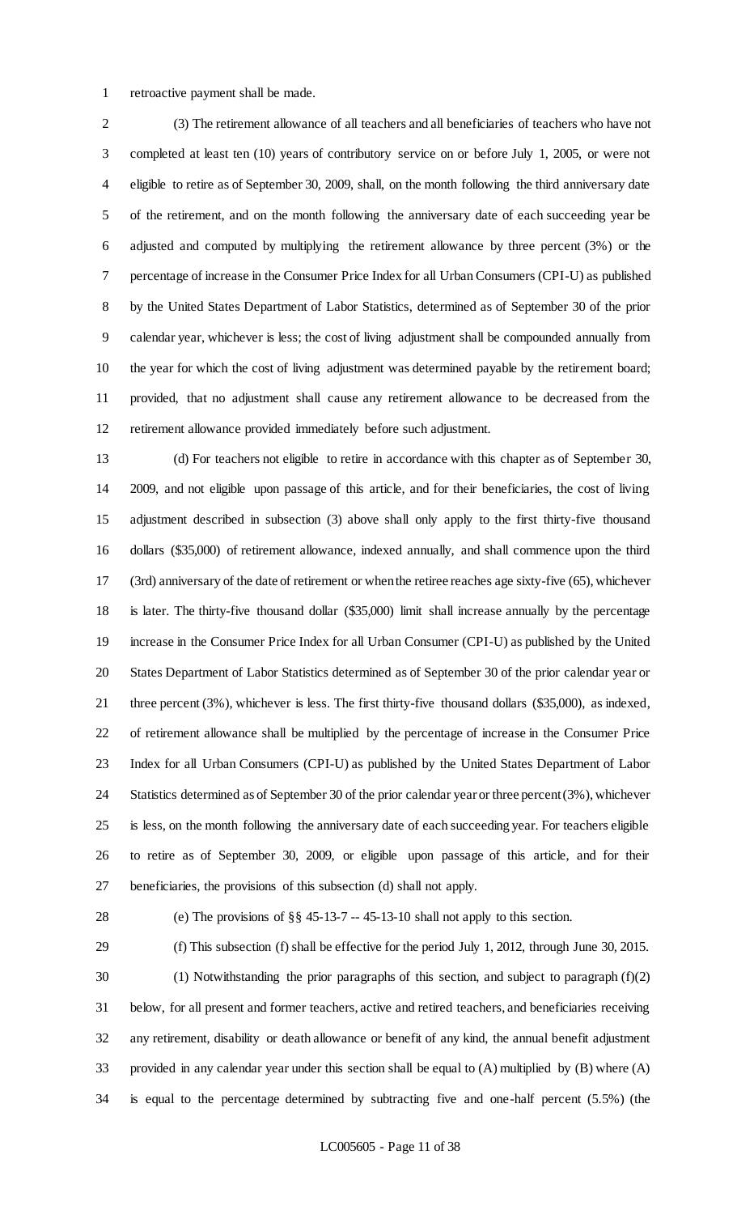retroactive payment shall be made.

(3) The retirement allowance of all teachers and all beneficiaries of teachers who have not completed at least ten (10) years of contributory service on or before July 1, 2005, or were not eligible to retire as of September 30, 2009, shall, on the month following the third anniversary date of the retirement, and on the month following the anniversary date of each succeeding year be adjusted and computed by multiplying the retirement allowance by three percent (3%) or the percentage of increase in the Consumer Price Index for all Urban Consumers (CPI-U) as published by the United States Department of Labor Statistics, determined as of September 30 of the prior calendar year, whichever is less; the cost of living adjustment shall be compounded annually from the year for which the cost of living adjustment was determined payable by the retirement board; provided, that no adjustment shall cause any retirement allowance to be decreased from the retirement allowance provided immediately before such adjustment.

(d) For teachers not eligible to retire in accordance with this chapter as of September 30, 2009, and not eligible upon passage of this article, and for their beneficiaries, the cost of living adjustment described in subsection (3) above shall only apply to the first thirty-five thousand dollars ($35,000) of retirement allowance, indexed annually, and shall commence upon the third (3rd) anniversary of the date of retirement or when the retiree reaches age sixty-five (65), whichever is later. The thirty-five thousand dollar ($35,000) limit shall increase annually by the percentage increase in the Consumer Price Index for all Urban Consumer (CPI-U) as published by the United States Department of Labor Statistics determined as of September 30 of the prior calendar year or three percent (3%), whichever is less. The first thirty-five thousand dollars ($35,000), as indexed, of retirement allowance shall be multiplied by the percentage of increase in the Consumer Price Index for all Urban Consumers (CPI-U) as published by the United States Department of Labor Statistics determined as of September 30 of the prior calendar year or three percent (3%), whichever is less, on the month following the anniversary date of each succeeding year. For teachers eligible to retire as of September 30, 2009, or eligible upon passage of this article, and for their beneficiaries, the provisions of this subsection (d) shall not apply.

(e) The provisions of §§ 45-13-7 -- 45-13-10 shall not apply to this section.

(f) This subsection (f) shall be effective for the period July 1, 2012, through June 30, 2015.

(1) Notwithstanding the prior paragraphs of this section, and subject to paragraph (f)(2) below, for all present and former teachers, active and retired teachers, and beneficiaries receiving any retirement, disability or death allowance or benefit of any kind, the annual benefit adjustment provided in any calendar year under this section shall be equal to (A) multiplied by (B) where (A) is equal to the percentage determined by subtracting five and one-half percent (5.5%) (the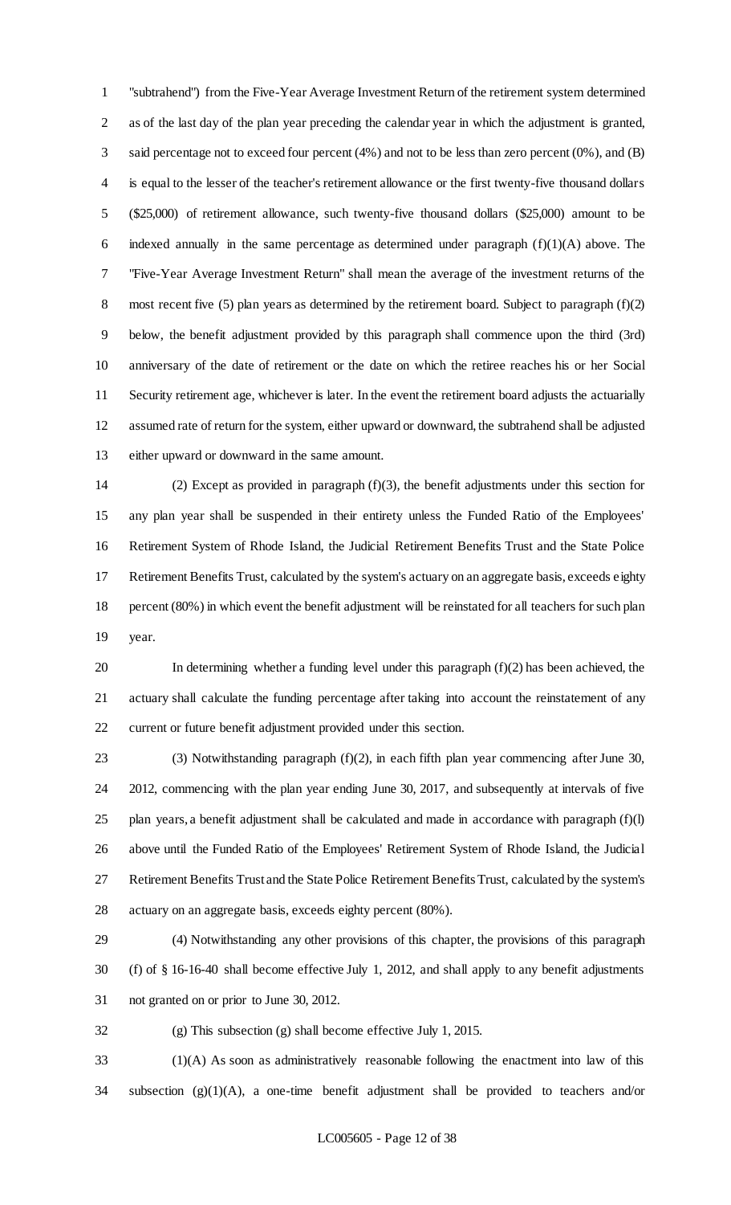"subtrahend") from the Five-Year Average Investment Return of the retirement system determined as of the last day of the plan year preceding the calendar year in which the adjustment is granted, said percentage not to exceed four percent (4%) and not to be less than zero percent (0%), and (B) is equal to the lesser of the teacher's retirement allowance or the first twenty-five thousand dollars ($25,000) of retirement allowance, such twenty-five thousand dollars ($25,000) amount to be indexed annually in the same percentage as determined under paragraph (f)(1)(A) above. The "Five-Year Average Investment Return" shall mean the average of the investment returns of the most recent five (5) plan years as determined by the retirement board. Subject to paragraph (f)(2) below, the benefit adjustment provided by this paragraph shall commence upon the third (3rd) anniversary of the date of retirement or the date on which the retiree reaches his or her Social Security retirement age, whichever is later. In the event the retirement board adjusts the actuarially assumed rate of return for the system, either upward or downward, the subtrahend shall be adjusted either upward or downward in the same amount.

(2) Except as provided in paragraph (f)(3), the benefit adjustments under this section for any plan year shall be suspended in their entirety unless the Funded Ratio of the Employees' Retirement System of Rhode Island, the Judicial Retirement Benefits Trust and the State Police Retirement Benefits Trust, calculated by the system's actuary on an aggregate basis, exceeds eighty percent (80%) in which event the benefit adjustment will be reinstated for all teachers for such plan year.

In determining whether a funding level under this paragraph (f)(2) has been achieved, the actuary shall calculate the funding percentage after taking into account the reinstatement of any current or future benefit adjustment provided under this section.

(3) Notwithstanding paragraph (f)(2), in each fifth plan year commencing after June 30, 2012, commencing with the plan year ending June 30, 2017, and subsequently at intervals of five plan years, a benefit adjustment shall be calculated and made in accordance with paragraph (f)(l) above until the Funded Ratio of the Employees' Retirement System of Rhode Island, the Judicial Retirement Benefits Trust and the State Police Retirement Benefits Trust, calculated by the system's actuary on an aggregate basis, exceeds eighty percent (80%).

(4) Notwithstanding any other provisions of this chapter, the provisions of this paragraph (f) of § 16-16-40 shall become effective July 1, 2012, and shall apply to any benefit adjustments not granted on or prior to June 30, 2012.

(g) This subsection (g) shall become effective July 1, 2015.

(1)(A) As soon as administratively reasonable following the enactment into law of this subsection (g)(1)(A), a one-time benefit adjustment shall be provided to teachers and/or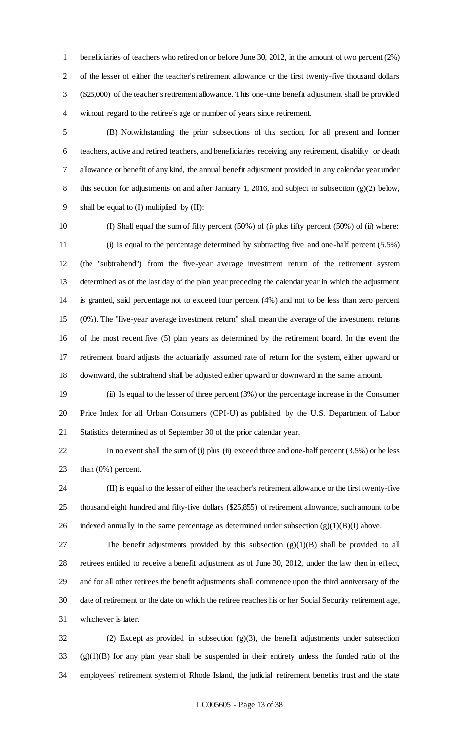beneficiaries of teachers who retired on or before June 30, 2012, in the amount of two percent (2%) of the lesser of either the teacher's retirement allowance or the first twenty-five thousand dollars ($25,000) of the teacher's retirement allowance. This one-time benefit adjustment shall be provided without regard to the retiree's age or number of years since retirement.

(B) Notwithstanding the prior subsections of this section, for all present and former teachers, active and retired teachers, and beneficiaries receiving any retirement, disability or death allowance or benefit of any kind, the annual benefit adjustment provided in any calendar year under this section for adjustments on and after January 1, 2016, and subject to subsection (g)(2) below, shall be equal to (I) multiplied by (II):

(I) Shall equal the sum of fifty percent (50%) of (i) plus fifty percent (50%) of (ii) where:

(i) Is equal to the percentage determined by subtracting five and one-half percent (5.5%) (the "subtrahend") from the five-year average investment return of the retirement system determined as of the last day of the plan year preceding the calendar year in which the adjustment is granted, said percentage not to exceed four percent (4%) and not to be less than zero percent (0%). The "five-year average investment return" shall mean the average of the investment returns of the most recent five (5) plan years as determined by the retirement board. In the event the retirement board adjusts the actuarially assumed rate of return for the system, either upward or downward, the subtrahend shall be adjusted either upward or downward in the same amount.

(ii) Is equal to the lesser of three percent (3%) or the percentage increase in the Consumer Price Index for all Urban Consumers (CPI-U) as published by the U.S. Department of Labor Statistics determined as of September 30 of the prior calendar year.

In no event shall the sum of (i) plus (ii) exceed three and one-half percent (3.5%) or be less than (0%) percent.

(II) is equal to the lesser of either the teacher's retirement allowance or the first twenty-five thousand eight hundred and fifty-five dollars ($25,855) of retirement allowance, such amount to be indexed annually in the same percentage as determined under subsection (g)(1)(B)(I) above.

The benefit adjustments provided by this subsection (g)(1)(B) shall be provided to all retirees entitled to receive a benefit adjustment as of June 30, 2012, under the law then in effect, and for all other retirees the benefit adjustments shall commence upon the third anniversary of the date of retirement or the date on which the retiree reaches his or her Social Security retirement age, whichever is later.

(2) Except as provided in subsection (g)(3), the benefit adjustments under subsection (g)(1)(B) for any plan year shall be suspended in their entirety unless the funded ratio of the employees' retirement system of Rhode Island, the judicial retirement benefits trust and the state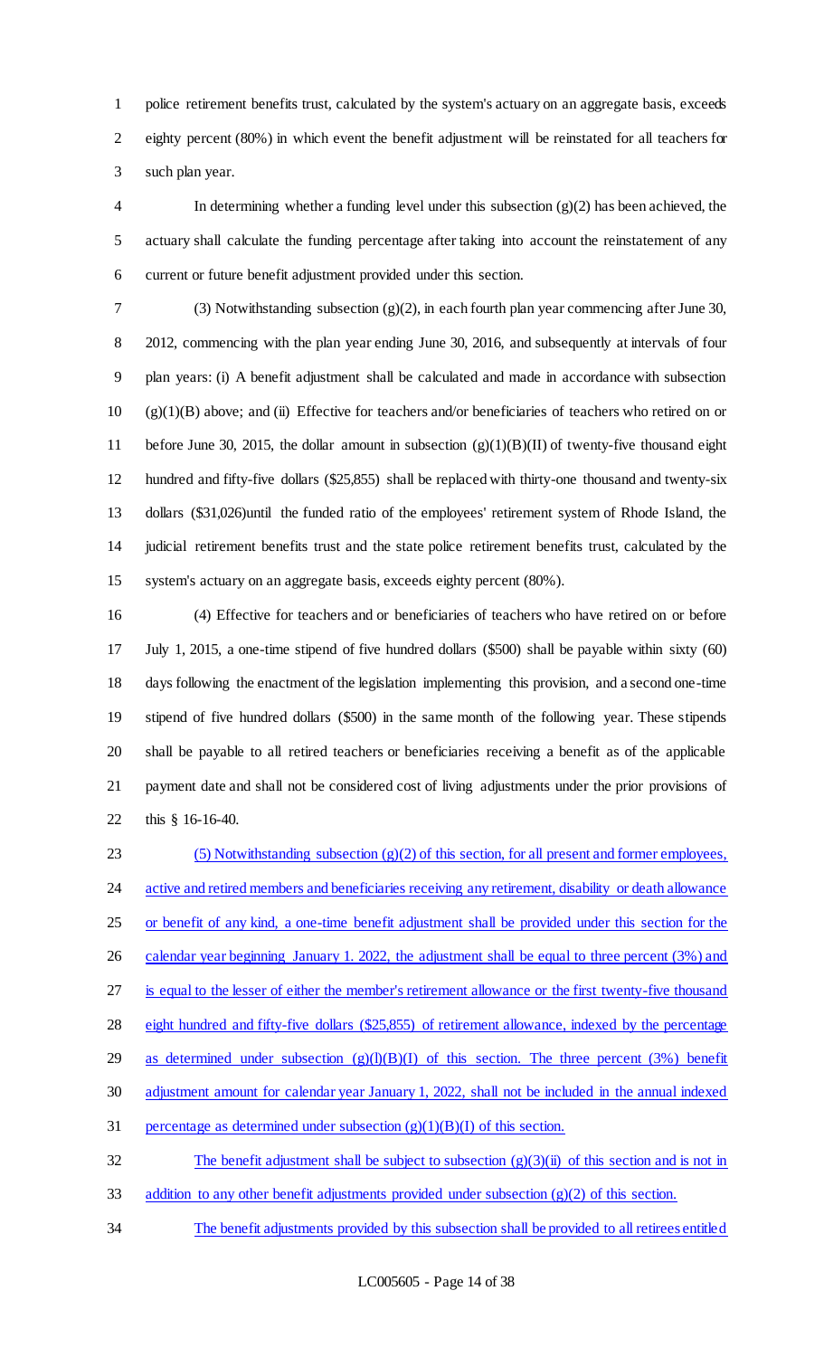police retirement benefits trust, calculated by the system's actuary on an aggregate basis, exceeds eighty percent (80%) in which event the benefit adjustment will be reinstated for all teachers for such plan year.

In determining whether a funding level under this subsection (g)(2) has been achieved, the actuary shall calculate the funding percentage after taking into account the reinstatement of any current or future benefit adjustment provided under this section.

(3) Notwithstanding subsection (g)(2), in each fourth plan year commencing after June 30, 2012, commencing with the plan year ending June 30, 2016, and subsequently at intervals of four plan years: (i) A benefit adjustment shall be calculated and made in accordance with subsection (g)(1)(B) above; and (ii) Effective for teachers and/or beneficiaries of teachers who retired on or before June 30, 2015, the dollar amount in subsection (g)(1)(B)(II) of twenty-five thousand eight hundred and fifty-five dollars ($25,855) shall be replaced with thirty-one thousand and twenty-six dollars ($31,026)until the funded ratio of the employees' retirement system of Rhode Island, the judicial retirement benefits trust and the state police retirement benefits trust, calculated by the system's actuary on an aggregate basis, exceeds eighty percent (80%).

(4) Effective for teachers and or beneficiaries of teachers who have retired on or before July 1, 2015, a one-time stipend of five hundred dollars ($500) shall be payable within sixty (60) days following the enactment of the legislation implementing this provision, and a second one-time stipend of five hundred dollars ($500) in the same month of the following year. These stipends shall be payable to all retired teachers or beneficiaries receiving a benefit as of the applicable payment date and shall not be considered cost of living adjustments under the prior provisions of this § 16-16-40.

(5) Notwithstanding subsection (g)(2) of this section, for all present and former employees, active and retired members and beneficiaries receiving any retirement, disability or death allowance or benefit of any kind, a one-time benefit adjustment shall be provided under this section for the calendar year beginning January 1. 2022, the adjustment shall be equal to three percent (3%) and is equal to the lesser of either the member's retirement allowance or the first twenty-five thousand eight hundred and fifty-five dollars ($25,855) of retirement allowance, indexed by the percentage as determined under subsection (g)(l)(B)(I) of this section. The three percent (3%) benefit adjustment amount for calendar year January 1, 2022, shall not be included in the annual indexed percentage as determined under subsection (g)(1)(B)(I) of this section.

The benefit adjustment shall be subject to subsection (g)(3)(ii) of this section and is not in addition to any other benefit adjustments provided under subsection (g)(2) of this section.

The benefit adjustments provided by this subsection shall be provided to all retirees entitled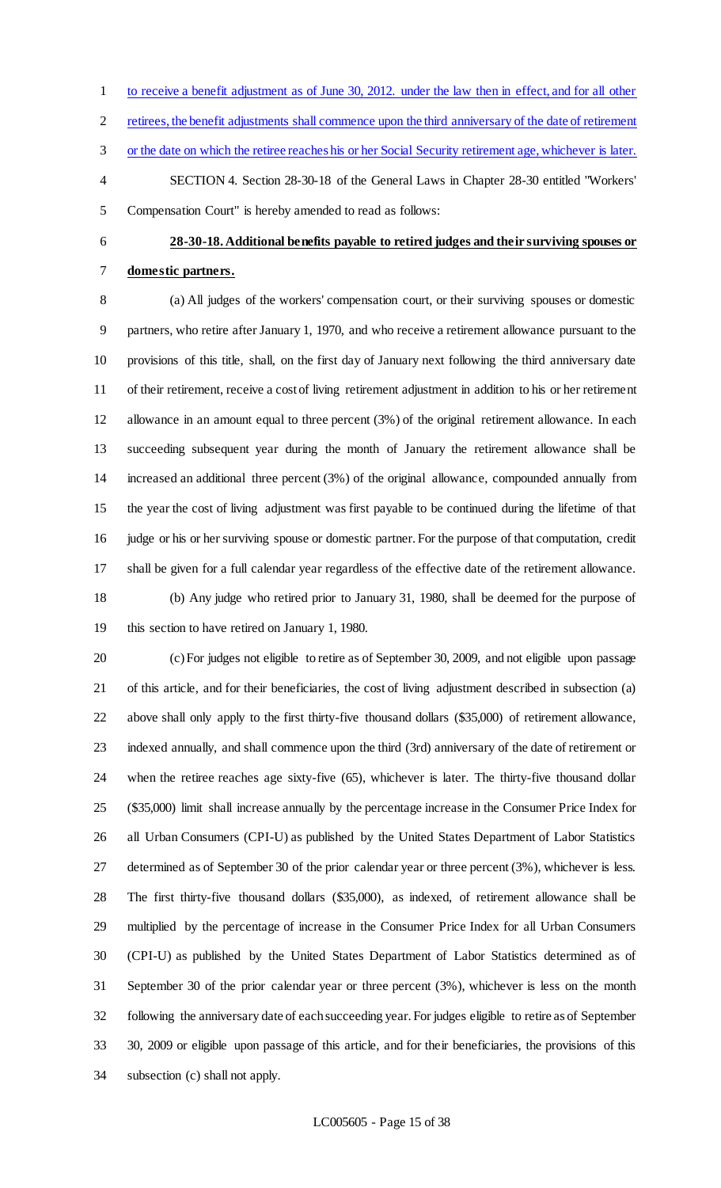to receive a benefit adjustment as of June 30, 2012. under the law then in effect, and for all other retirees, the benefit adjustments shall commence upon the third anniversary of the date of retirement or the date on which the retiree reaches his or her Social Security retirement age, whichever is later.

SECTION 4. Section 28-30-18 of the General Laws in Chapter 28-30 entitled "Workers' Compensation Court" is hereby amended to read as follows:

**28-30-18. Additional benefits payable to retired judges and their surviving spouses or domestic partners.**

(a) All judges of the workers' compensation court, or their surviving spouses or domestic partners, who retire after January 1, 1970, and who receive a retirement allowance pursuant to the provisions of this title, shall, on the first day of January next following the third anniversary date of their retirement, receive a cost of living retirement adjustment in addition to his or her retirement allowance in an amount equal to three percent (3%) of the original retirement allowance. In each succeeding subsequent year during the month of January the retirement allowance shall be increased an additional three percent (3%) of the original allowance, compounded annually from the year the cost of living adjustment was first payable to be continued during the lifetime of that judge or his or her surviving spouse or domestic partner. For the purpose of that computation, credit shall be given for a full calendar year regardless of the effective date of the retirement allowance.

(b) Any judge who retired prior to January 31, 1980, shall be deemed for the purpose of this section to have retired on January 1, 1980.

(c) For judges not eligible to retire as of September 30, 2009, and not eligible upon passage of this article, and for their beneficiaries, the cost of living adjustment described in subsection (a) above shall only apply to the first thirty-five thousand dollars ($35,000) of retirement allowance, indexed annually, and shall commence upon the third (3rd) anniversary of the date of retirement or when the retiree reaches age sixty-five (65), whichever is later. The thirty-five thousand dollar ($35,000) limit shall increase annually by the percentage increase in the Consumer Price Index for all Urban Consumers (CPI-U) as published by the United States Department of Labor Statistics determined as of September 30 of the prior calendar year or three percent (3%), whichever is less. The first thirty-five thousand dollars ($35,000), as indexed, of retirement allowance shall be multiplied by the percentage of increase in the Consumer Price Index for all Urban Consumers (CPI-U) as published by the United States Department of Labor Statistics determined as of September 30 of the prior calendar year or three percent (3%), whichever is less on the month following the anniversary date of each succeeding year. For judges eligible to retire as of September 30, 2009 or eligible upon passage of this article, and for their beneficiaries, the provisions of this subsection (c) shall not apply.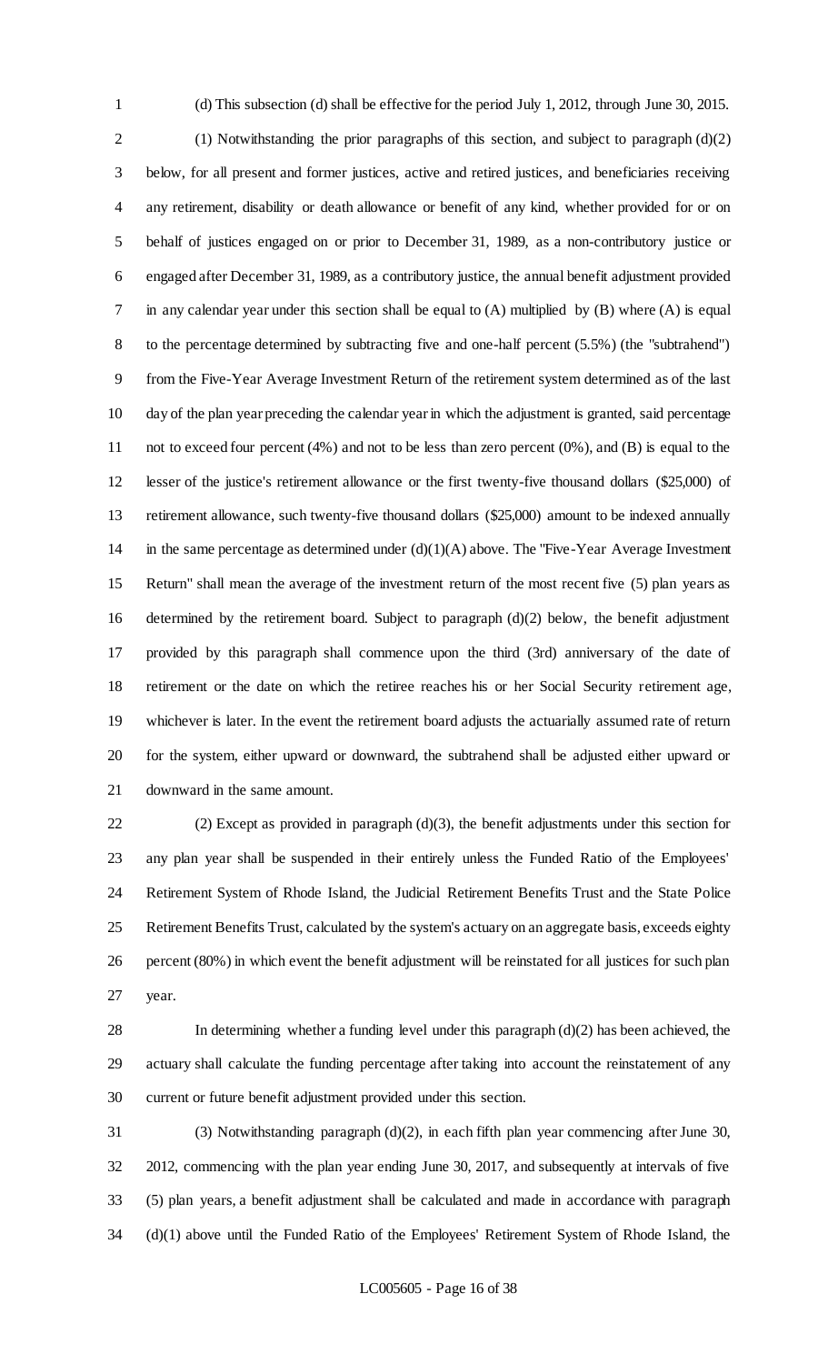(d) This subsection (d) shall be effective for the period July 1, 2012, through June 30, 2015.

(1) Notwithstanding the prior paragraphs of this section, and subject to paragraph (d)(2) below, for all present and former justices, active and retired justices, and beneficiaries receiving any retirement, disability or death allowance or benefit of any kind, whether provided for or on behalf of justices engaged on or prior to December 31, 1989, as a non-contributory justice or engaged after December 31, 1989, as a contributory justice, the annual benefit adjustment provided in any calendar year under this section shall be equal to (A) multiplied by (B) where (A) is equal to the percentage determined by subtracting five and one-half percent (5.5%) (the "subtrahend") from the Five-Year Average Investment Return of the retirement system determined as of the last day of the plan year preceding the calendar year in which the adjustment is granted, said percentage not to exceed four percent (4%) and not to be less than zero percent (0%), and (B) is equal to the lesser of the justice's retirement allowance or the first twenty-five thousand dollars ($25,000) of retirement allowance, such twenty-five thousand dollars ($25,000) amount to be indexed annually in the same percentage as determined under (d)(1)(A) above. The "Five-Year Average Investment Return" shall mean the average of the investment return of the most recent five (5) plan years as determined by the retirement board. Subject to paragraph (d)(2) below, the benefit adjustment provided by this paragraph shall commence upon the third (3rd) anniversary of the date of retirement or the date on which the retiree reaches his or her Social Security retirement age, whichever is later. In the event the retirement board adjusts the actuarially assumed rate of return for the system, either upward or downward, the subtrahend shall be adjusted either upward or downward in the same amount.

(2) Except as provided in paragraph (d)(3), the benefit adjustments under this section for any plan year shall be suspended in their entirely unless the Funded Ratio of the Employees' Retirement System of Rhode Island, the Judicial Retirement Benefits Trust and the State Police Retirement Benefits Trust, calculated by the system's actuary on an aggregate basis, exceeds eighty percent (80%) in which event the benefit adjustment will be reinstated for all justices for such plan year.

In determining whether a funding level under this paragraph (d)(2) has been achieved, the actuary shall calculate the funding percentage after taking into account the reinstatement of any current or future benefit adjustment provided under this section.

(3) Notwithstanding paragraph (d)(2), in each fifth plan year commencing after June 30, 2012, commencing with the plan year ending June 30, 2017, and subsequently at intervals of five (5) plan years, a benefit adjustment shall be calculated and made in accordance with paragraph (d)(1) above until the Funded Ratio of the Employees' Retirement System of Rhode Island, the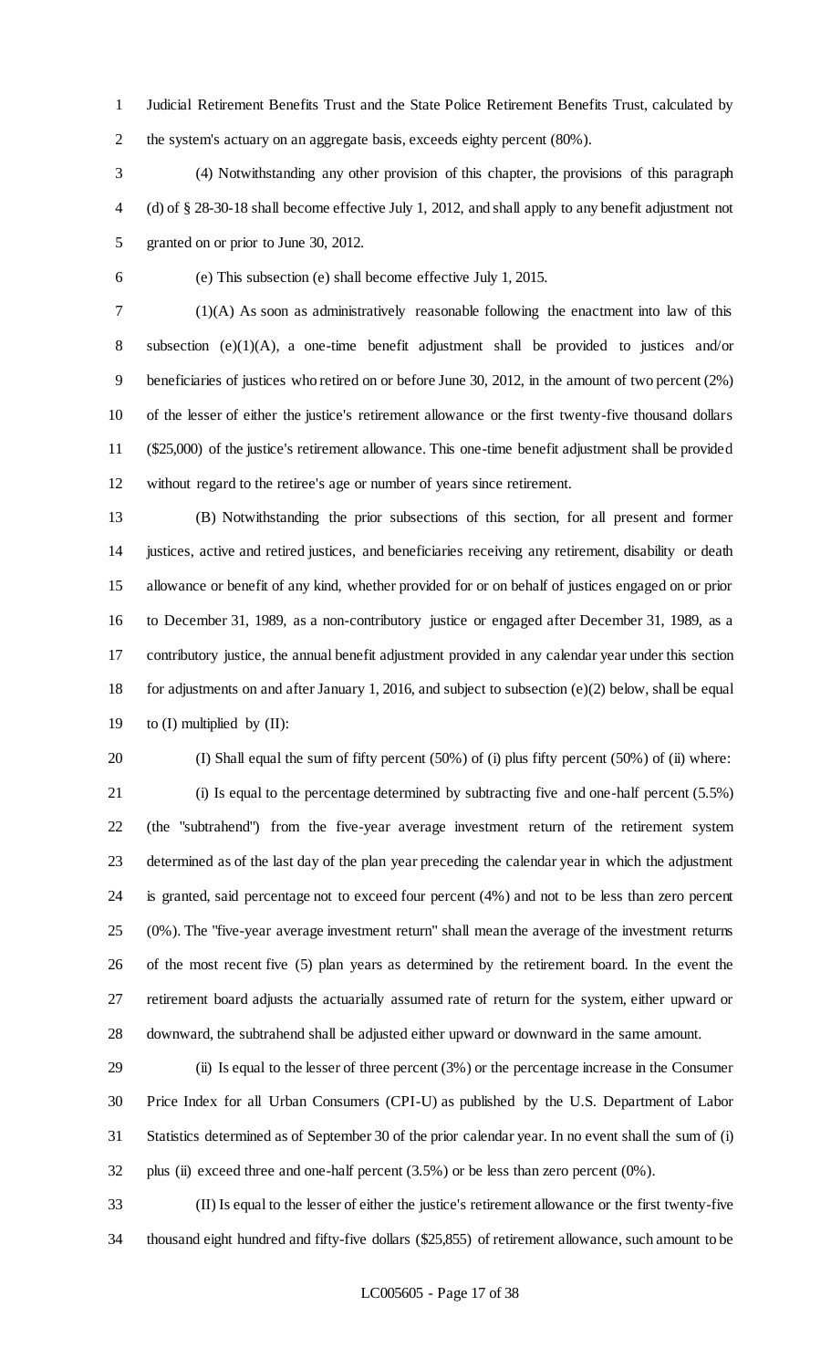Judicial Retirement Benefits Trust and the State Police Retirement Benefits Trust, calculated by the system's actuary on an aggregate basis, exceeds eighty percent (80%).

(4) Notwithstanding any other provision of this chapter, the provisions of this paragraph (d) of § 28-30-18 shall become effective July 1, 2012, and shall apply to any benefit adjustment not granted on or prior to June 30, 2012.

(e) This subsection (e) shall become effective July 1, 2015.

(1)(A) As soon as administratively reasonable following the enactment into law of this subsection (e)(1)(A), a one-time benefit adjustment shall be provided to justices and/or beneficiaries of justices who retired on or before June 30, 2012, in the amount of two percent (2%) of the lesser of either the justice's retirement allowance or the first twenty-five thousand dollars ($25,000) of the justice's retirement allowance. This one-time benefit adjustment shall be provided without regard to the retiree's age or number of years since retirement.

(B) Notwithstanding the prior subsections of this section, for all present and former justices, active and retired justices, and beneficiaries receiving any retirement, disability or death allowance or benefit of any kind, whether provided for or on behalf of justices engaged on or prior to December 31, 1989, as a non-contributory justice or engaged after December 31, 1989, as a contributory justice, the annual benefit adjustment provided in any calendar year under this section for adjustments on and after January 1, 2016, and subject to subsection (e)(2) below, shall be equal to (I) multiplied by (II):

(I) Shall equal the sum of fifty percent (50%) of (i) plus fifty percent (50%) of (ii) where:

(i) Is equal to the percentage determined by subtracting five and one-half percent (5.5%) (the "subtrahend") from the five-year average investment return of the retirement system determined as of the last day of the plan year preceding the calendar year in which the adjustment is granted, said percentage not to exceed four percent (4%) and not to be less than zero percent (0%). The "five-year average investment return" shall mean the average of the investment returns of the most recent five (5) plan years as determined by the retirement board. In the event the retirement board adjusts the actuarially assumed rate of return for the system, either upward or downward, the subtrahend shall be adjusted either upward or downward in the same amount.

(ii) Is equal to the lesser of three percent (3%) or the percentage increase in the Consumer Price Index for all Urban Consumers (CPI-U) as published by the U.S. Department of Labor Statistics determined as of September 30 of the prior calendar year. In no event shall the sum of (i) plus (ii) exceed three and one-half percent (3.5%) or be less than zero percent (0%).

(II) Is equal to the lesser of either the justice's retirement allowance or the first twenty-five thousand eight hundred and fifty-five dollars ($25,855) of retirement allowance, such amount to be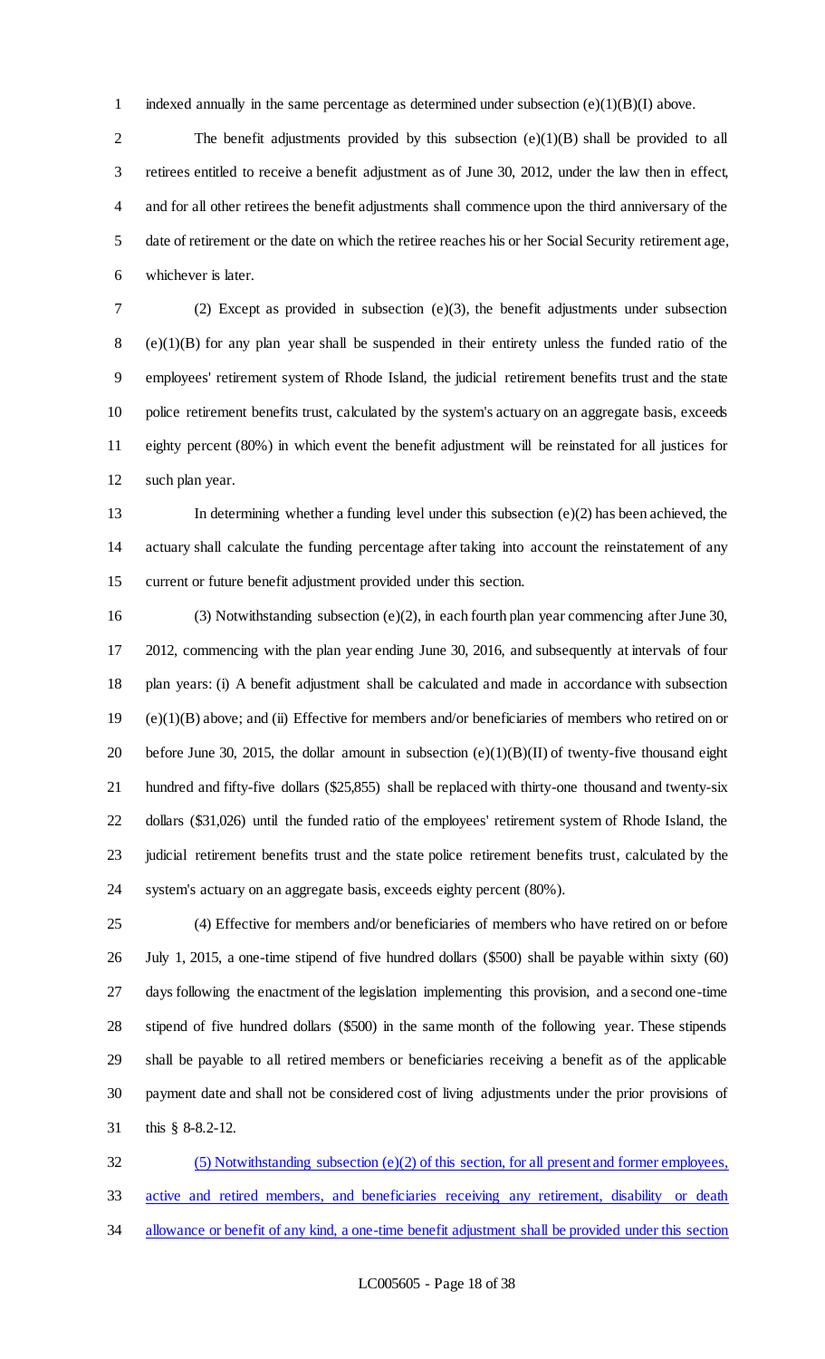indexed annually in the same percentage as determined under subsection (e)(1)(B)(I) above.

The benefit adjustments provided by this subsection (e)(1)(B) shall be provided to all retirees entitled to receive a benefit adjustment as of June 30, 2012, under the law then in effect, and for all other retirees the benefit adjustments shall commence upon the third anniversary of the date of retirement or the date on which the retiree reaches his or her Social Security retirement age, whichever is later.

(2) Except as provided in subsection (e)(3), the benefit adjustments under subsection (e)(1)(B) for any plan year shall be suspended in their entirety unless the funded ratio of the employees' retirement system of Rhode Island, the judicial retirement benefits trust and the state police retirement benefits trust, calculated by the system's actuary on an aggregate basis, exceeds eighty percent (80%) in which event the benefit adjustment will be reinstated for all justices for such plan year.

In determining whether a funding level under this subsection (e)(2) has been achieved, the actuary shall calculate the funding percentage after taking into account the reinstatement of any current or future benefit adjustment provided under this section.

(3) Notwithstanding subsection (e)(2), in each fourth plan year commencing after June 30, 2012, commencing with the plan year ending June 30, 2016, and subsequently at intervals of four plan years: (i) A benefit adjustment shall be calculated and made in accordance with subsection (e)(1)(B) above; and (ii) Effective for members and/or beneficiaries of members who retired on or before June 30, 2015, the dollar amount in subsection (e)(1)(B)(II) of twenty-five thousand eight hundred and fifty-five dollars ($25,855) shall be replaced with thirty-one thousand and twenty-six dollars ($31,026) until the funded ratio of the employees' retirement system of Rhode Island, the judicial retirement benefits trust and the state police retirement benefits trust, calculated by the system's actuary on an aggregate basis, exceeds eighty percent (80%).

(4) Effective for members and/or beneficiaries of members who have retired on or before July 1, 2015, a one-time stipend of five hundred dollars ($500) shall be payable within sixty (60) days following the enactment of the legislation implementing this provision, and a second one-time stipend of five hundred dollars ($500) in the same month of the following year. These stipends shall be payable to all retired members or beneficiaries receiving a benefit as of the applicable payment date and shall not be considered cost of living adjustments under the prior provisions of this § 8-8.2-12.

(5) Notwithstanding subsection (e)(2) of this section, for all present and former employees, active and retired members, and beneficiaries receiving any retirement, disability or death allowance or benefit of any kind, a one-time benefit adjustment shall be provided under this section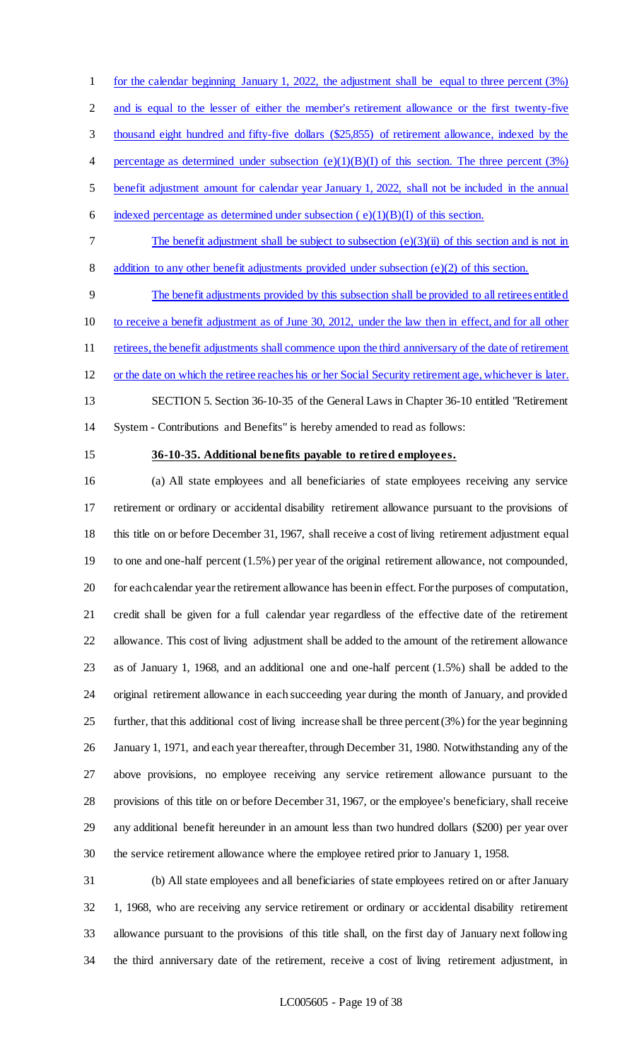for the calendar beginning January 1, 2022, the adjustment shall be equal to three percent (3%) and is equal to the lesser of either the member's retirement allowance or the first twenty-five thousand eight hundred and fifty-five dollars ($25,855) of retirement allowance, indexed by the percentage as determined under subsection (e)(1)(B)(I) of this section. The three percent (3%) benefit adjustment amount for calendar year January 1, 2022, shall not be included in the annual indexed percentage as determined under subsection ( e)(1)(B)(I) of this section.

The benefit adjustment shall be subject to subsection (e)(3)(ii) of this section and is not in addition to any other benefit adjustments provided under subsection (e)(2) of this section.

The benefit adjustments provided by this subsection shall be provided to all retirees entitled to receive a benefit adjustment as of June 30, 2012, under the law then in effect, and for all other retirees, the benefit adjustments shall commence upon the third anniversary of the date of retirement or the date on which the retiree reaches his or her Social Security retirement age, whichever is later.

SECTION 5. Section 36-10-35 of the General Laws in Chapter 36-10 entitled "Retirement System - Contributions and Benefits" is hereby amended to read as follows:

**36-10-35. Additional benefits payable to retired employees.**

(a) All state employees and all beneficiaries of state employees receiving any service retirement or ordinary or accidental disability retirement allowance pursuant to the provisions of this title on or before December 31, 1967, shall receive a cost of living retirement adjustment equal to one and one-half percent (1.5%) per year of the original retirement allowance, not compounded, for each calendar year the retirement allowance has been in effect. For the purposes of computation, credit shall be given for a full calendar year regardless of the effective date of the retirement allowance. This cost of living adjustment shall be added to the amount of the retirement allowance as of January 1, 1968, and an additional one and one-half percent (1.5%) shall be added to the original retirement allowance in each succeeding year during the month of January, and provided further, that this additional cost of living increase shall be three percent (3%) for the year beginning January 1, 1971, and each year thereafter, through December 31, 1980. Notwithstanding any of the above provisions, no employee receiving any service retirement allowance pursuant to the provisions of this title on or before December 31, 1967, or the employee's beneficiary, shall receive any additional benefit hereunder in an amount less than two hundred dollars ($200) per year over the service retirement allowance where the employee retired prior to January 1, 1958.

(b) All state employees and all beneficiaries of state employees retired on or after January 1, 1968, who are receiving any service retirement or ordinary or accidental disability retirement allowance pursuant to the provisions of this title shall, on the first day of January next following the third anniversary date of the retirement, receive a cost of living retirement adjustment, in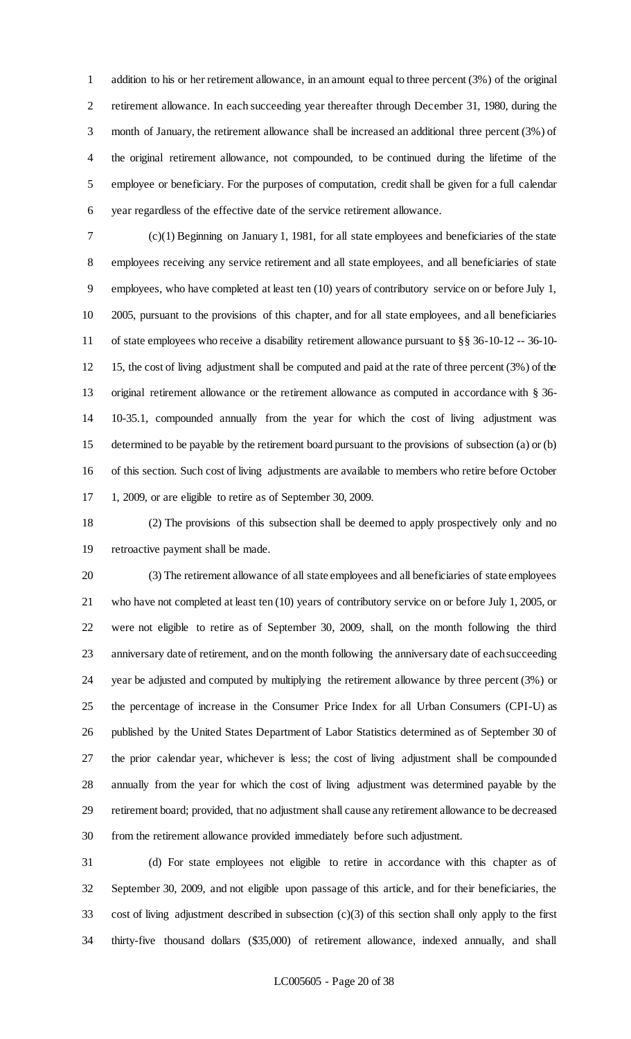addition to his or her retirement allowance, in an amount equal to three percent (3%) of the original retirement allowance. In each succeeding year thereafter through December 31, 1980, during the month of January, the retirement allowance shall be increased an additional three percent (3%) of the original retirement allowance, not compounded, to be continued during the lifetime of the employee or beneficiary. For the purposes of computation, credit shall be given for a full calendar year regardless of the effective date of the service retirement allowance.

(c)(1) Beginning on January 1, 1981, for all state employees and beneficiaries of the state employees receiving any service retirement and all state employees, and all beneficiaries of state employees, who have completed at least ten (10) years of contributory service on or before July 1, 2005, pursuant to the provisions of this chapter, and for all state employees, and all beneficiaries of state employees who receive a disability retirement allowance pursuant to §§ 36-10-12 -- 36-10-15, the cost of living adjustment shall be computed and paid at the rate of three percent (3%) of the original retirement allowance or the retirement allowance as computed in accordance with § 36-10-35.1, compounded annually from the year for which the cost of living adjustment was determined to be payable by the retirement board pursuant to the provisions of subsection (a) or (b) of this section. Such cost of living adjustments are available to members who retire before October 1, 2009, or are eligible to retire as of September 30, 2009.

(2) The provisions of this subsection shall be deemed to apply prospectively only and no retroactive payment shall be made.

(3) The retirement allowance of all state employees and all beneficiaries of state employees who have not completed at least ten (10) years of contributory service on or before July 1, 2005, or were not eligible to retire as of September 30, 2009, shall, on the month following the third anniversary date of retirement, and on the month following the anniversary date of each succeeding year be adjusted and computed by multiplying the retirement allowance by three percent (3%) or the percentage of increase in the Consumer Price Index for all Urban Consumers (CPI-U) as published by the United States Department of Labor Statistics determined as of September 30 of the prior calendar year, whichever is less; the cost of living adjustment shall be compounded annually from the year for which the cost of living adjustment was determined payable by the retirement board; provided, that no adjustment shall cause any retirement allowance to be decreased from the retirement allowance provided immediately before such adjustment.

(d) For state employees not eligible to retire in accordance with this chapter as of September 30, 2009, and not eligible upon passage of this article, and for their beneficiaries, the cost of living adjustment described in subsection (c)(3) of this section shall only apply to the first thirty-five thousand dollars ($35,000) of retirement allowance, indexed annually, and shall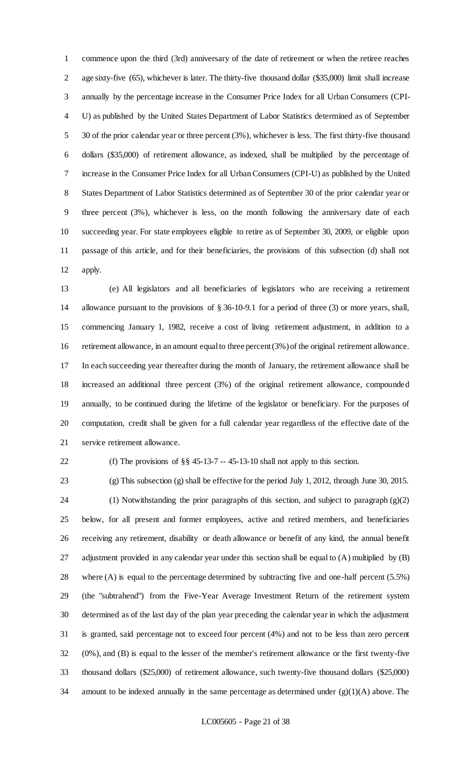commence upon the third (3rd) anniversary of the date of retirement or when the retiree reaches age sixty-five (65), whichever is later. The thirty-five thousand dollar ($35,000) limit shall increase annually by the percentage increase in the Consumer Price Index for all Urban Consumers (CPI-U) as published by the United States Department of Labor Statistics determined as of September 30 of the prior calendar year or three percent (3%), whichever is less. The first thirty-five thousand dollars ($35,000) of retirement allowance, as indexed, shall be multiplied by the percentage of increase in the Consumer Price Index for all Urban Consumers (CPI-U) as published by the United States Department of Labor Statistics determined as of September 30 of the prior calendar year or three percent (3%), whichever is less, on the month following the anniversary date of each succeeding year. For state employees eligible to retire as of September 30, 2009, or eligible upon passage of this article, and for their beneficiaries, the provisions of this subsection (d) shall not apply.

(e) All legislators and all beneficiaries of legislators who are receiving a retirement allowance pursuant to the provisions of § 36-10-9.1 for a period of three (3) or more years, shall, commencing January 1, 1982, receive a cost of living retirement adjustment, in addition to a retirement allowance, in an amount equal to three percent (3%) of the original retirement allowance. In each succeeding year thereafter during the month of January, the retirement allowance shall be increased an additional three percent (3%) of the original retirement allowance, compounded annually, to be continued during the lifetime of the legislator or beneficiary. For the purposes of computation, credit shall be given for a full calendar year regardless of the effective date of the service retirement allowance.

(f) The provisions of §§ 45-13-7 -- 45-13-10 shall not apply to this section.

(g) This subsection (g) shall be effective for the period July 1, 2012, through June 30, 2015.

(1) Notwithstanding the prior paragraphs of this section, and subject to paragraph (g)(2) below, for all present and former employees, active and retired members, and beneficiaries receiving any retirement, disability or death allowance or benefit of any kind, the annual benefit adjustment provided in any calendar year under this section shall be equal to (A) multiplied by (B) where (A) is equal to the percentage determined by subtracting five and one-half percent (5.5%) (the "subtrahend") from the Five-Year Average Investment Return of the retirement system determined as of the last day of the plan year preceding the calendar year in which the adjustment is granted, said percentage not to exceed four percent (4%) and not to be less than zero percent (0%), and (B) is equal to the lesser of the member's retirement allowance or the first twenty-five thousand dollars ($25,000) of retirement allowance, such twenty-five thousand dollars ($25,000) amount to be indexed annually in the same percentage as determined under (g)(1)(A) above. The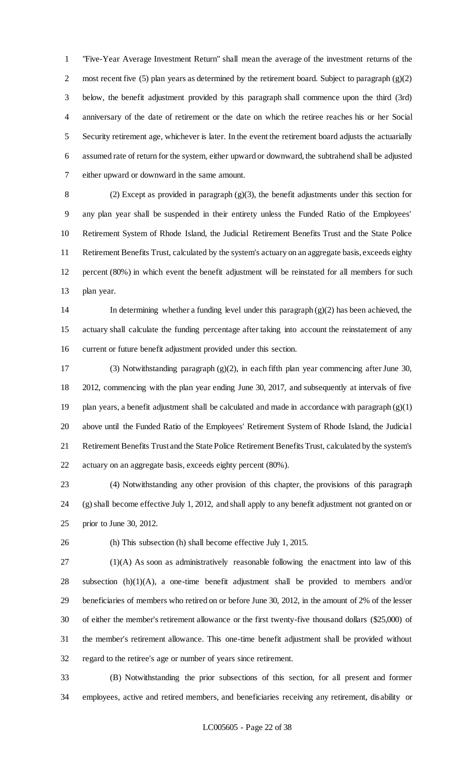"Five-Year Average Investment Return" shall mean the average of the investment returns of the most recent five (5) plan years as determined by the retirement board. Subject to paragraph (g)(2) below, the benefit adjustment provided by this paragraph shall commence upon the third (3rd) anniversary of the date of retirement or the date on which the retiree reaches his or her Social Security retirement age, whichever is later. In the event the retirement board adjusts the actuarially assumed rate of return for the system, either upward or downward, the subtrahend shall be adjusted either upward or downward in the same amount.

(2) Except as provided in paragraph (g)(3), the benefit adjustments under this section for any plan year shall be suspended in their entirety unless the Funded Ratio of the Employees' Retirement System of Rhode Island, the Judicial Retirement Benefits Trust and the State Police Retirement Benefits Trust, calculated by the system's actuary on an aggregate basis, exceeds eighty percent (80%) in which event the benefit adjustment will be reinstated for all members for such plan year.

In determining whether a funding level under this paragraph (g)(2) has been achieved, the actuary shall calculate the funding percentage after taking into account the reinstatement of any current or future benefit adjustment provided under this section.

(3) Notwithstanding paragraph (g)(2), in each fifth plan year commencing after June 30, 2012, commencing with the plan year ending June 30, 2017, and subsequently at intervals of five plan years, a benefit adjustment shall be calculated and made in accordance with paragraph (g)(1) above until the Funded Ratio of the Employees' Retirement System of Rhode Island, the Judicial Retirement Benefits Trust and the State Police Retirement Benefits Trust, calculated by the system's actuary on an aggregate basis, exceeds eighty percent (80%).

(4) Notwithstanding any other provision of this chapter, the provisions of this paragraph (g) shall become effective July 1, 2012, and shall apply to any benefit adjustment not granted on or prior to June 30, 2012.

(h) This subsection (h) shall become effective July 1, 2015.

(1)(A) As soon as administratively reasonable following the enactment into law of this subsection (h)(1)(A), a one-time benefit adjustment shall be provided to members and/or beneficiaries of members who retired on or before June 30, 2012, in the amount of 2% of the lesser of either the member's retirement allowance or the first twenty-five thousand dollars ($25,000) of the member's retirement allowance. This one-time benefit adjustment shall be provided without regard to the retiree's age or number of years since retirement.

(B) Notwithstanding the prior subsections of this section, for all present and former employees, active and retired members, and beneficiaries receiving any retirement, disability or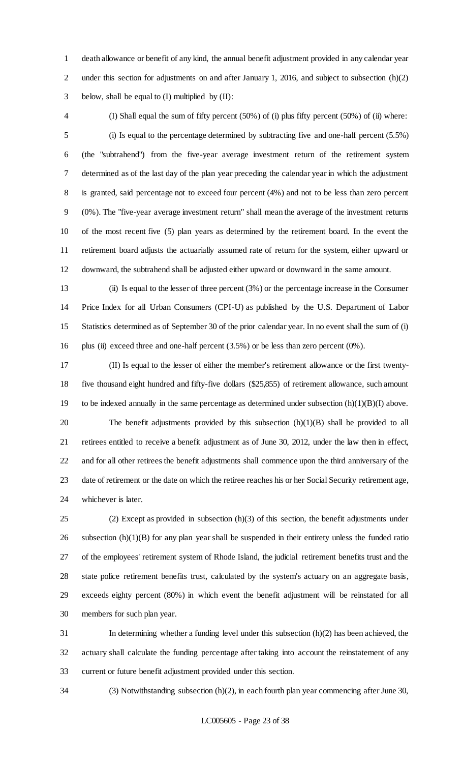death allowance or benefit of any kind, the annual benefit adjustment provided in any calendar year under this section for adjustments on and after January 1, 2016, and subject to subsection (h)(2) below, shall be equal to (I) multiplied by (II):

(I) Shall equal the sum of fifty percent (50%) of (i) plus fifty percent (50%) of (ii) where:

(i) Is equal to the percentage determined by subtracting five and one-half percent (5.5%) (the "subtrahend") from the five-year average investment return of the retirement system determined as of the last day of the plan year preceding the calendar year in which the adjustment is granted, said percentage not to exceed four percent (4%) and not to be less than zero percent (0%). The "five-year average investment return" shall mean the average of the investment returns of the most recent five (5) plan years as determined by the retirement board. In the event the retirement board adjusts the actuarially assumed rate of return for the system, either upward or downward, the subtrahend shall be adjusted either upward or downward in the same amount.

(ii) Is equal to the lesser of three percent (3%) or the percentage increase in the Consumer Price Index for all Urban Consumers (CPI-U) as published by the U.S. Department of Labor Statistics determined as of September 30 of the prior calendar year. In no event shall the sum of (i) plus (ii) exceed three and one-half percent (3.5%) or be less than zero percent (0%).

(II) Is equal to the lesser of either the member's retirement allowance or the first twenty-five thousand eight hundred and fifty-five dollars ($25,855) of retirement allowance, such amount to be indexed annually in the same percentage as determined under subsection (h)(1)(B)(I) above.

The benefit adjustments provided by this subsection (h)(1)(B) shall be provided to all retirees entitled to receive a benefit adjustment as of June 30, 2012, under the law then in effect, and for all other retirees the benefit adjustments shall commence upon the third anniversary of the date of retirement or the date on which the retiree reaches his or her Social Security retirement age, whichever is later.

(2) Except as provided in subsection (h)(3) of this section, the benefit adjustments under subsection (h)(1)(B) for any plan year shall be suspended in their entirety unless the funded ratio of the employees' retirement system of Rhode Island, the judicial retirement benefits trust and the state police retirement benefits trust, calculated by the system's actuary on an aggregate basis, exceeds eighty percent (80%) in which event the benefit adjustment will be reinstated for all members for such plan year.

In determining whether a funding level under this subsection (h)(2) has been achieved, the actuary shall calculate the funding percentage after taking into account the reinstatement of any current or future benefit adjustment provided under this section.

(3) Notwithstanding subsection (h)(2), in each fourth plan year commencing after June 30,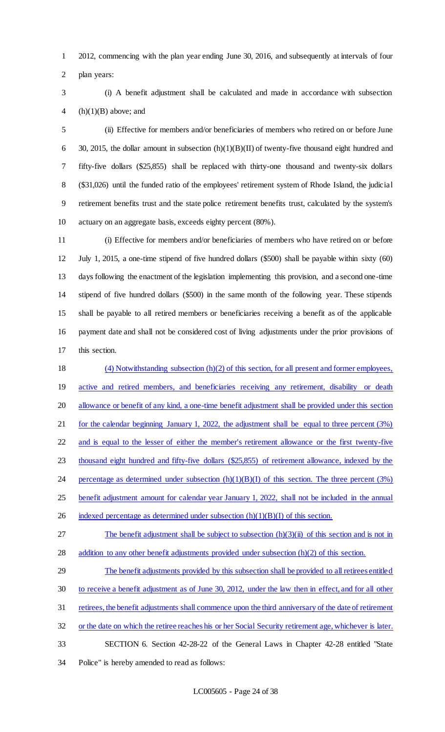2012, commencing with the plan year ending June 30, 2016, and subsequently at intervals of four plan years:

(i) A benefit adjustment shall be calculated and made in accordance with subsection (h)(1)(B) above; and

(ii) Effective for members and/or beneficiaries of members who retired on or before June 30, 2015, the dollar amount in subsection (h)(1)(B)(II) of twenty-five thousand eight hundred and fifty-five dollars ($25,855) shall be replaced with thirty-one thousand and twenty-six dollars ($31,026) until the funded ratio of the employees' retirement system of Rhode Island, the judicial retirement benefits trust and the state police retirement benefits trust, calculated by the system's actuary on an aggregate basis, exceeds eighty percent (80%).

(i) Effective for members and/or beneficiaries of members who have retired on or before July 1, 2015, a one-time stipend of five hundred dollars ($500) shall be payable within sixty (60) days following the enactment of the legislation implementing this provision, and a second one-time stipend of five hundred dollars ($500) in the same month of the following year. These stipends shall be payable to all retired members or beneficiaries receiving a benefit as of the applicable payment date and shall not be considered cost of living adjustments under the prior provisions of this section.

(4) Notwithstanding subsection (h)(2) of this section, for all present and former employees, active and retired members, and beneficiaries receiving any retirement, disability or death allowance or benefit of any kind, a one-time benefit adjustment shall be provided under this section for the calendar beginning January 1, 2022, the adjustment shall be equal to three percent (3%) and is equal to the lesser of either the member's retirement allowance or the first twenty-five thousand eight hundred and fifty-five dollars ($25,855) of retirement allowance, indexed by the percentage as determined under subsection (h)(1)(B)(I) of this section. The three percent (3%) benefit adjustment amount for calendar year January 1, 2022, shall not be included in the annual indexed percentage as determined under subsection (h)(1)(B)(I) of this section.

The benefit adjustment shall be subject to subsection (h)(3)(ii) of this section and is not in addition to any other benefit adjustments provided under subsection (h)(2) of this section.

The benefit adjustments provided by this subsection shall be provided to all retirees entitled to receive a benefit adjustment as of June 30, 2012, under the law then in effect, and for all other retirees, the benefit adjustments shall commence upon the third anniversary of the date of retirement or the date on which the retiree reaches his or her Social Security retirement age, whichever is later.

SECTION 6. Section 42-28-22 of the General Laws in Chapter 42-28 entitled "State Police" is hereby amended to read as follows: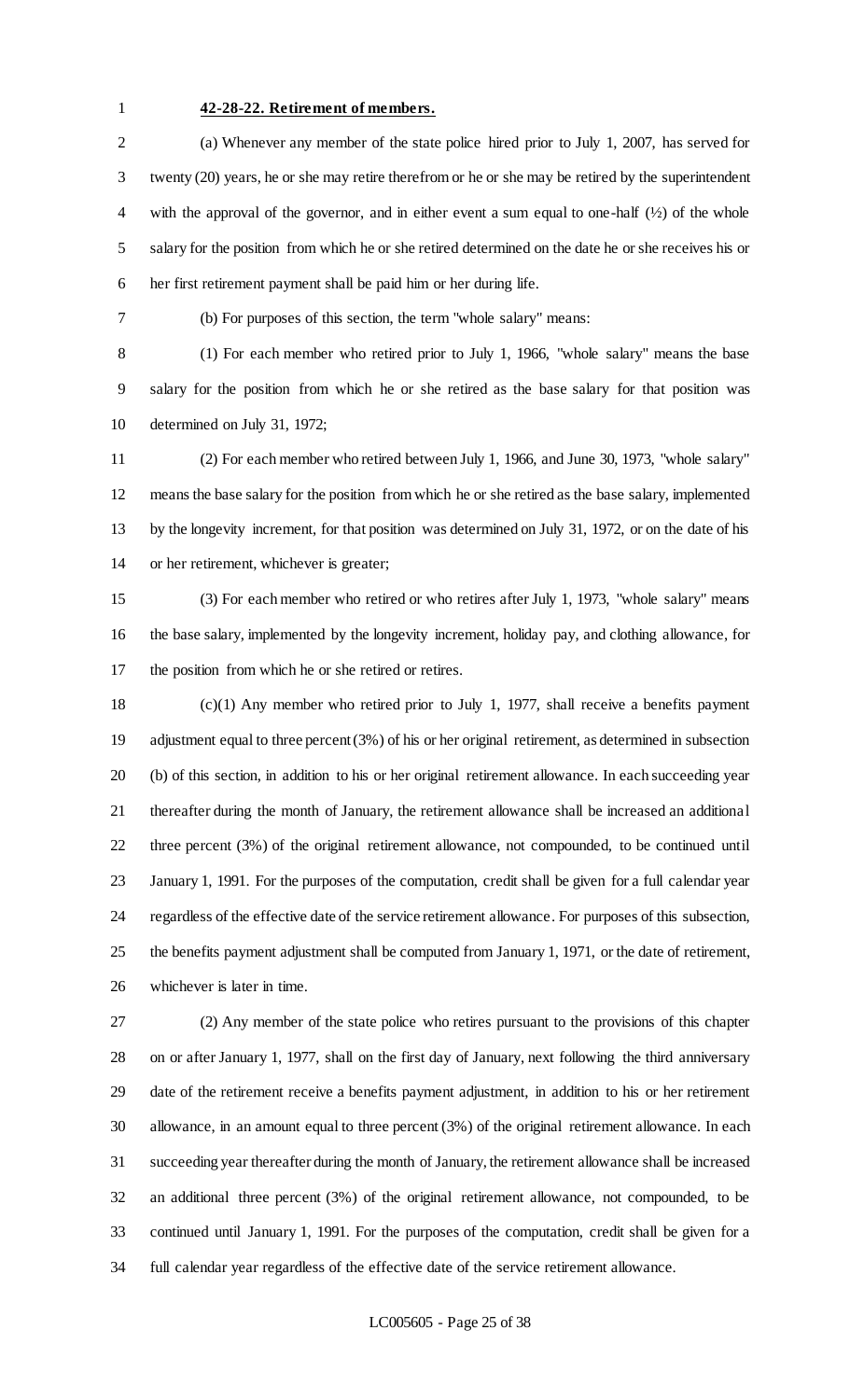**42-28-22. Retirement of members.**

(a) Whenever any member of the state police hired prior to July 1, 2007, has served for twenty (20) years, he or she may retire therefrom or he or she may be retired by the superintendent with the approval of the governor, and in either event a sum equal to one-half (½) of the whole salary for the position from which he or she retired determined on the date he or she receives his or her first retirement payment shall be paid him or her during life.

(b) For purposes of this section, the term "whole salary" means:

(1) For each member who retired prior to July 1, 1966, "whole salary" means the base salary for the position from which he or she retired as the base salary for that position was determined on July 31, 1972;

(2) For each member who retired between July 1, 1966, and June 30, 1973, "whole salary" means the base salary for the position from which he or she retired as the base salary, implemented by the longevity increment, for that position was determined on July 31, 1972, or on the date of his or her retirement, whichever is greater;

(3) For each member who retired or who retires after July 1, 1973, "whole salary" means the base salary, implemented by the longevity increment, holiday pay, and clothing allowance, for the position from which he or she retired or retires.

(c)(1) Any member who retired prior to July 1, 1977, shall receive a benefits payment adjustment equal to three percent (3%) of his or her original retirement, as determined in subsection (b) of this section, in addition to his or her original retirement allowance. In each succeeding year thereafter during the month of January, the retirement allowance shall be increased an additional three percent (3%) of the original retirement allowance, not compounded, to be continued until January 1, 1991. For the purposes of the computation, credit shall be given for a full calendar year regardless of the effective date of the service retirement allowance. For purposes of this subsection, the benefits payment adjustment shall be computed from January 1, 1971, or the date of retirement, whichever is later in time.

(2) Any member of the state police who retires pursuant to the provisions of this chapter on or after January 1, 1977, shall on the first day of January, next following the third anniversary date of the retirement receive a benefits payment adjustment, in addition to his or her retirement allowance, in an amount equal to three percent (3%) of the original retirement allowance. In each succeeding year thereafter during the month of January, the retirement allowance shall be increased an additional three percent (3%) of the original retirement allowance, not compounded, to be continued until January 1, 1991. For the purposes of the computation, credit shall be given for a full calendar year regardless of the effective date of the service retirement allowance.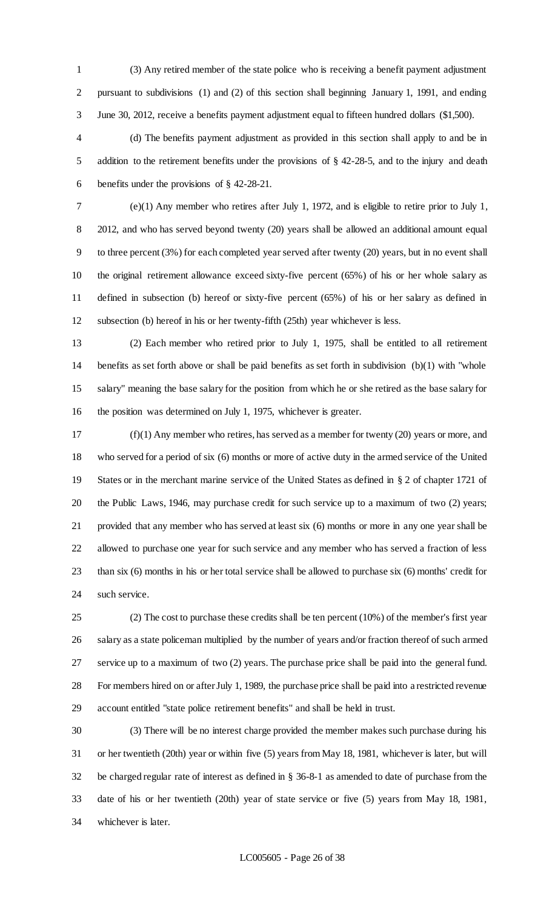(3) Any retired member of the state police who is receiving a benefit payment adjustment pursuant to subdivisions (1) and (2) of this section shall beginning January 1, 1991, and ending June 30, 2012, receive a benefits payment adjustment equal to fifteen hundred dollars ($1,500).

(d) The benefits payment adjustment as provided in this section shall apply to and be in addition to the retirement benefits under the provisions of § 42-28-5, and to the injury and death benefits under the provisions of § 42-28-21.

(e)(1) Any member who retires after July 1, 1972, and is eligible to retire prior to July 1, 2012, and who has served beyond twenty (20) years shall be allowed an additional amount equal to three percent (3%) for each completed year served after twenty (20) years, but in no event shall the original retirement allowance exceed sixty-five percent (65%) of his or her whole salary as defined in subsection (b) hereof or sixty-five percent (65%) of his or her salary as defined in subsection (b) hereof in his or her twenty-fifth (25th) year whichever is less.

(2) Each member who retired prior to July 1, 1975, shall be entitled to all retirement benefits as set forth above or shall be paid benefits as set forth in subdivision (b)(1) with "whole salary" meaning the base salary for the position from which he or she retired as the base salary for the position was determined on July 1, 1975, whichever is greater.

(f)(1) Any member who retires, has served as a member for twenty (20) years or more, and who served for a period of six (6) months or more of active duty in the armed service of the United States or in the merchant marine service of the United States as defined in § 2 of chapter 1721 of the Public Laws, 1946, may purchase credit for such service up to a maximum of two (2) years; provided that any member who has served at least six (6) months or more in any one year shall be allowed to purchase one year for such service and any member who has served a fraction of less than six (6) months in his or her total service shall be allowed to purchase six (6) months' credit for such service.

(2) The cost to purchase these credits shall be ten percent (10%) of the member's first year salary as a state policeman multiplied by the number of years and/or fraction thereof of such armed service up to a maximum of two (2) years. The purchase price shall be paid into the general fund. For members hired on or after July 1, 1989, the purchase price shall be paid into a restricted revenue account entitled "state police retirement benefits" and shall be held in trust.

(3) There will be no interest charge provided the member makes such purchase during his or her twentieth (20th) year or within five (5) years from May 18, 1981, whichever is later, but will be charged regular rate of interest as defined in § 36-8-1 as amended to date of purchase from the date of his or her twentieth (20th) year of state service or five (5) years from May 18, 1981, whichever is later.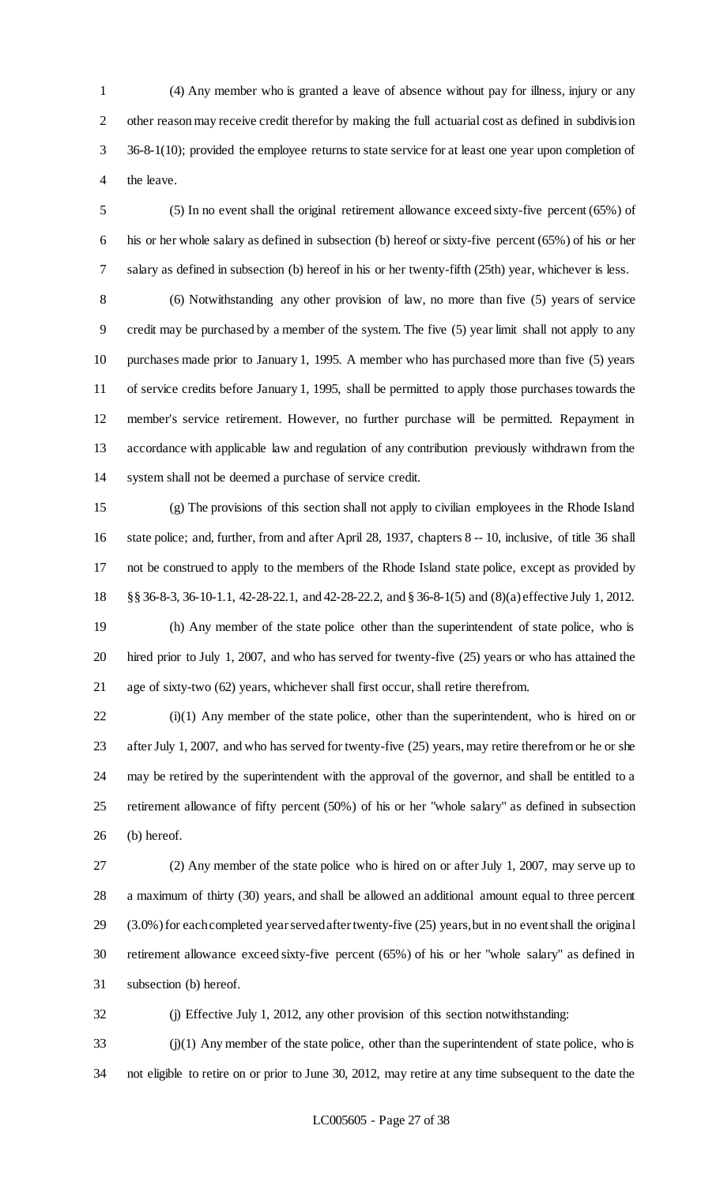(4) Any member who is granted a leave of absence without pay for illness, injury or any other reason may receive credit therefor by making the full actuarial cost as defined in subdivision 36-8-1(10); provided the employee returns to state service for at least one year upon completion of the leave.

(5) In no event shall the original retirement allowance exceed sixty-five percent (65%) of his or her whole salary as defined in subsection (b) hereof or sixty-five percent (65%) of his or her salary as defined in subsection (b) hereof in his or her twenty-fifth (25th) year, whichever is less.

(6) Notwithstanding any other provision of law, no more than five (5) years of service credit may be purchased by a member of the system. The five (5) year limit shall not apply to any purchases made prior to January 1, 1995. A member who has purchased more than five (5) years of service credits before January 1, 1995, shall be permitted to apply those purchases towards the member's service retirement. However, no further purchase will be permitted. Repayment in accordance with applicable law and regulation of any contribution previously withdrawn from the system shall not be deemed a purchase of service credit.

(g) The provisions of this section shall not apply to civilian employees in the Rhode Island state police; and, further, from and after April 28, 1937, chapters 8 -- 10, inclusive, of title 36 shall not be construed to apply to the members of the Rhode Island state police, except as provided by §§ 36-8-3, 36-10-1.1, 42-28-22.1, and 42-28-22.2, and § 36-8-1(5) and (8)(a) effective July 1, 2012.

(h) Any member of the state police other than the superintendent of state police, who is hired prior to July 1, 2007, and who has served for twenty-five (25) years or who has attained the age of sixty-two (62) years, whichever shall first occur, shall retire therefrom.

(i)(1) Any member of the state police, other than the superintendent, who is hired on or after July 1, 2007, and who has served for twenty-five (25) years, may retire therefrom or he or she may be retired by the superintendent with the approval of the governor, and shall be entitled to a retirement allowance of fifty percent (50%) of his or her "whole salary" as defined in subsection (b) hereof.

(2) Any member of the state police who is hired on or after July 1, 2007, may serve up to a maximum of thirty (30) years, and shall be allowed an additional amount equal to three percent (3.0%) for each completed year served after twenty-five (25) years, but in no event shall the original retirement allowance exceed sixty-five percent (65%) of his or her "whole salary" as defined in subsection (b) hereof.

(j) Effective July 1, 2012, any other provision of this section notwithstanding:

(j)(1) Any member of the state police, other than the superintendent of state police, who is not eligible to retire on or prior to June 30, 2012, may retire at any time subsequent to the date the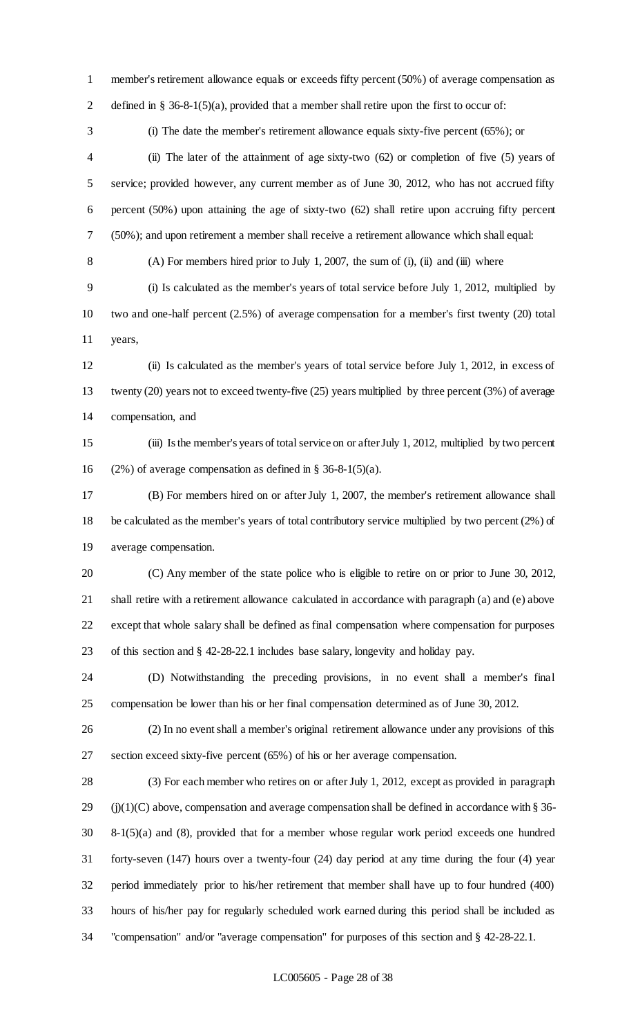member's retirement allowance equals or exceeds fifty percent (50%) of average compensation as defined in § 36-8-1(5)(a), provided that a member shall retire upon the first to occur of:

(i) The date the member's retirement allowance equals sixty-five percent (65%); or

(ii) The later of the attainment of age sixty-two (62) or completion of five (5) years of service; provided however, any current member as of June 30, 2012, who has not accrued fifty percent (50%) upon attaining the age of sixty-two (62) shall retire upon accruing fifty percent (50%); and upon retirement a member shall receive a retirement allowance which shall equal:

(A) For members hired prior to July 1, 2007, the sum of (i), (ii) and (iii) where

(i) Is calculated as the member's years of total service before July 1, 2012, multiplied by two and one-half percent (2.5%) of average compensation for a member's first twenty (20) total years,

(ii) Is calculated as the member's years of total service before July 1, 2012, in excess of twenty (20) years not to exceed twenty-five (25) years multiplied by three percent (3%) of average compensation, and

(iii) Is the member's years of total service on or after July 1, 2012, multiplied by two percent (2%) of average compensation as defined in § 36-8-1(5)(a).

(B) For members hired on or after July 1, 2007, the member's retirement allowance shall be calculated as the member's years of total contributory service multiplied by two percent (2%) of average compensation.

(C) Any member of the state police who is eligible to retire on or prior to June 30, 2012, shall retire with a retirement allowance calculated in accordance with paragraph (a) and (e) above except that whole salary shall be defined as final compensation where compensation for purposes of this section and § 42-28-22.1 includes base salary, longevity and holiday pay.

(D) Notwithstanding the preceding provisions, in no event shall a member's final compensation be lower than his or her final compensation determined as of June 30, 2012.

(2) In no event shall a member's original retirement allowance under any provisions of this section exceed sixty-five percent (65%) of his or her average compensation.

(3) For each member who retires on or after July 1, 2012, except as provided in paragraph (j)(1)(C) above, compensation and average compensation shall be defined in accordance with § 36-8-1(5)(a) and (8), provided that for a member whose regular work period exceeds one hundred forty-seven (147) hours over a twenty-four (24) day period at any time during the four (4) year period immediately prior to his/her retirement that member shall have up to four hundred (400) hours of his/her pay for regularly scheduled work earned during this period shall be included as "compensation" and/or "average compensation" for purposes of this section and § 42-28-22.1.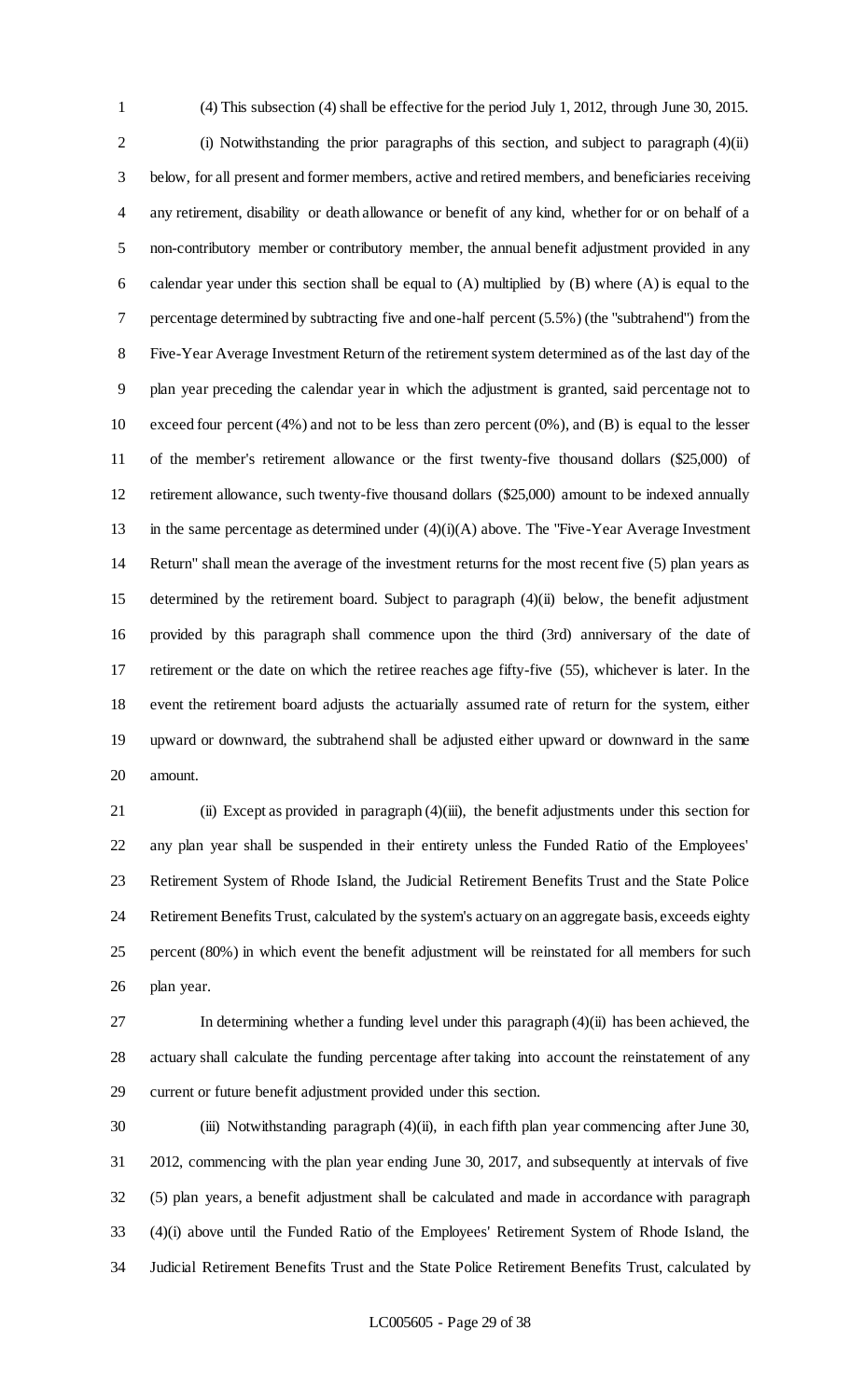(4) This subsection (4) shall be effective for the period July 1, 2012, through June 30, 2015.

(i) Notwithstanding the prior paragraphs of this section, and subject to paragraph (4)(ii) below, for all present and former members, active and retired members, and beneficiaries receiving any retirement, disability or death allowance or benefit of any kind, whether for or on behalf of a non-contributory member or contributory member, the annual benefit adjustment provided in any calendar year under this section shall be equal to (A) multiplied by (B) where (A) is equal to the percentage determined by subtracting five and one-half percent (5.5%) (the "subtrahend") from the Five-Year Average Investment Return of the retirement system determined as of the last day of the plan year preceding the calendar year in which the adjustment is granted, said percentage not to exceed four percent (4%) and not to be less than zero percent (0%), and (B) is equal to the lesser of the member's retirement allowance or the first twenty-five thousand dollars ($25,000) of retirement allowance, such twenty-five thousand dollars ($25,000) amount to be indexed annually in the same percentage as determined under (4)(i)(A) above. The "Five-Year Average Investment Return" shall mean the average of the investment returns for the most recent five (5) plan years as determined by the retirement board. Subject to paragraph (4)(ii) below, the benefit adjustment provided by this paragraph shall commence upon the third (3rd) anniversary of the date of retirement or the date on which the retiree reaches age fifty-five (55), whichever is later. In the event the retirement board adjusts the actuarially assumed rate of return for the system, either upward or downward, the subtrahend shall be adjusted either upward or downward in the same amount.

(ii) Except as provided in paragraph (4)(iii), the benefit adjustments under this section for any plan year shall be suspended in their entirety unless the Funded Ratio of the Employees' Retirement System of Rhode Island, the Judicial Retirement Benefits Trust and the State Police Retirement Benefits Trust, calculated by the system's actuary on an aggregate basis, exceeds eighty percent (80%) in which event the benefit adjustment will be reinstated for all members for such plan year.

In determining whether a funding level under this paragraph (4)(ii) has been achieved, the actuary shall calculate the funding percentage after taking into account the reinstatement of any current or future benefit adjustment provided under this section.

(iii) Notwithstanding paragraph (4)(ii), in each fifth plan year commencing after June 30, 2012, commencing with the plan year ending June 30, 2017, and subsequently at intervals of five (5) plan years, a benefit adjustment shall be calculated and made in accordance with paragraph (4)(i) above until the Funded Ratio of the Employees' Retirement System of Rhode Island, the Judicial Retirement Benefits Trust and the State Police Retirement Benefits Trust, calculated by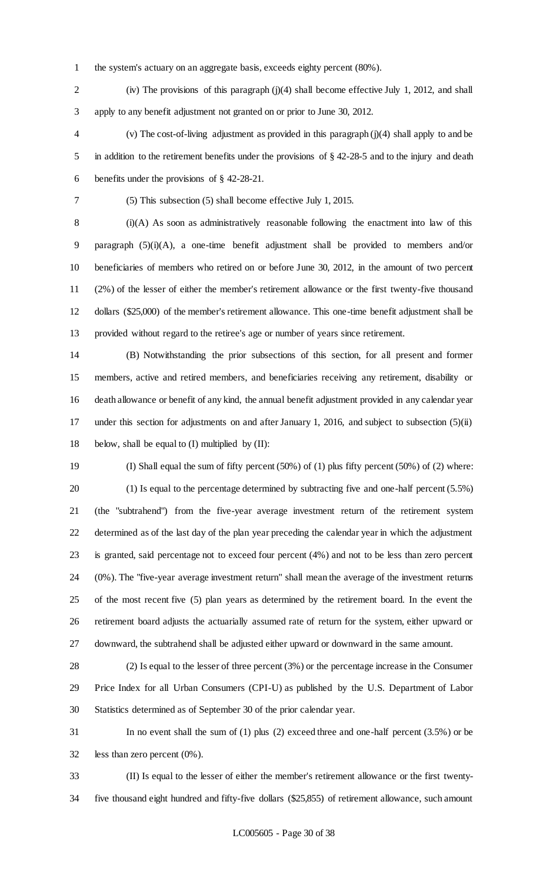the system's actuary on an aggregate basis, exceeds eighty percent (80%).

(iv) The provisions of this paragraph (j)(4) shall become effective July 1, 2012, and shall apply to any benefit adjustment not granted on or prior to June 30, 2012.

(v) The cost-of-living adjustment as provided in this paragraph (j)(4) shall apply to and be in addition to the retirement benefits under the provisions of § 42-28-5 and to the injury and death benefits under the provisions of § 42-28-21.

(5) This subsection (5) shall become effective July 1, 2015.

(i)(A) As soon as administratively reasonable following the enactment into law of this paragraph (5)(i)(A), a one-time benefit adjustment shall be provided to members and/or beneficiaries of members who retired on or before June 30, 2012, in the amount of two percent (2%) of the lesser of either the member's retirement allowance or the first twenty-five thousand dollars ($25,000) of the member's retirement allowance. This one-time benefit adjustment shall be provided without regard to the retiree's age or number of years since retirement.

(B) Notwithstanding the prior subsections of this section, for all present and former members, active and retired members, and beneficiaries receiving any retirement, disability or death allowance or benefit of any kind, the annual benefit adjustment provided in any calendar year under this section for adjustments on and after January 1, 2016, and subject to subsection (5)(ii) below, shall be equal to (I) multiplied by (II):

(I) Shall equal the sum of fifty percent (50%) of (1) plus fifty percent (50%) of (2) where:

(1) Is equal to the percentage determined by subtracting five and one-half percent (5.5%) (the "subtrahend") from the five-year average investment return of the retirement system determined as of the last day of the plan year preceding the calendar year in which the adjustment is granted, said percentage not to exceed four percent (4%) and not to be less than zero percent (0%). The "five-year average investment return" shall mean the average of the investment returns of the most recent five (5) plan years as determined by the retirement board. In the event the retirement board adjusts the actuarially assumed rate of return for the system, either upward or downward, the subtrahend shall be adjusted either upward or downward in the same amount.

(2) Is equal to the lesser of three percent (3%) or the percentage increase in the Consumer Price Index for all Urban Consumers (CPI-U) as published by the U.S. Department of Labor Statistics determined as of September 30 of the prior calendar year.

In no event shall the sum of (1) plus (2) exceed three and one-half percent (3.5%) or be less than zero percent (0%).

(II) Is equal to the lesser of either the member's retirement allowance or the first twenty-five thousand eight hundred and fifty-five dollars ($25,855) of retirement allowance, such amount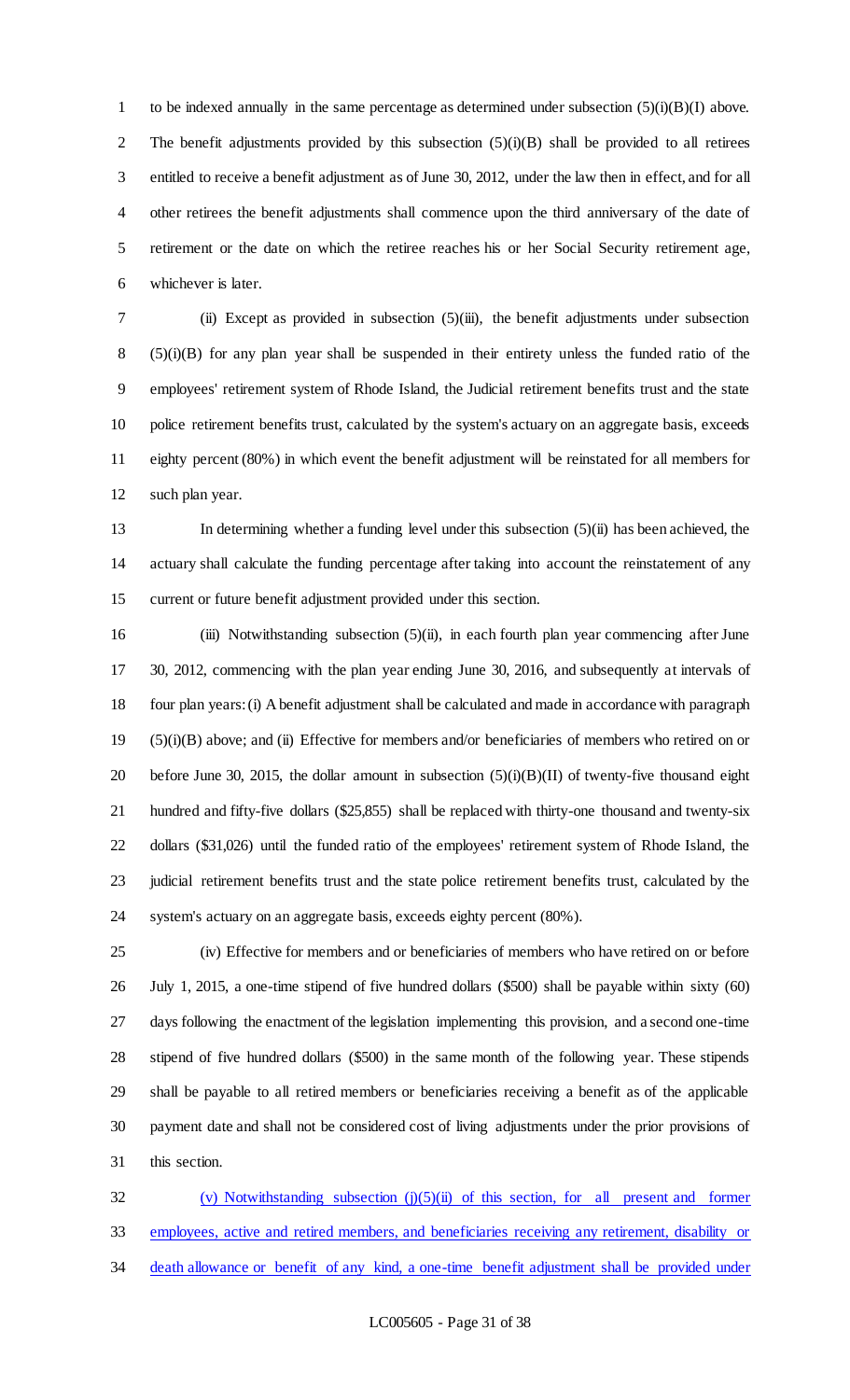to be indexed annually in the same percentage as determined under subsection (5)(i)(B)(I) above. The benefit adjustments provided by this subsection (5)(i)(B) shall be provided to all retirees entitled to receive a benefit adjustment as of June 30, 2012, under the law then in effect, and for all other retirees the benefit adjustments shall commence upon the third anniversary of the date of retirement or the date on which the retiree reaches his or her Social Security retirement age, whichever is later.

(ii) Except as provided in subsection (5)(iii), the benefit adjustments under subsection (5)(i)(B) for any plan year shall be suspended in their entirety unless the funded ratio of the employees' retirement system of Rhode Island, the Judicial retirement benefits trust and the state police retirement benefits trust, calculated by the system's actuary on an aggregate basis, exceeds eighty percent (80%) in which event the benefit adjustment will be reinstated for all members for such plan year.

In determining whether a funding level under this subsection (5)(ii) has been achieved, the actuary shall calculate the funding percentage after taking into account the reinstatement of any current or future benefit adjustment provided under this section.

(iii) Notwithstanding subsection (5)(ii), in each fourth plan year commencing after June 30, 2012, commencing with the plan year ending June 30, 2016, and subsequently at intervals of four plan years: (i) A benefit adjustment shall be calculated and made in accordance with paragraph (5)(i)(B) above; and (ii) Effective for members and/or beneficiaries of members who retired on or before June 30, 2015, the dollar amount in subsection (5)(i)(B)(II) of twenty-five thousand eight hundred and fifty-five dollars ($25,855) shall be replaced with thirty-one thousand and twenty-six dollars ($31,026) until the funded ratio of the employees' retirement system of Rhode Island, the judicial retirement benefits trust and the state police retirement benefits trust, calculated by the system's actuary on an aggregate basis, exceeds eighty percent (80%).

(iv) Effective for members and or beneficiaries of members who have retired on or before July 1, 2015, a one-time stipend of five hundred dollars ($500) shall be payable within sixty (60) days following the enactment of the legislation implementing this provision, and a second one-time stipend of five hundred dollars ($500) in the same month of the following year. These stipends shall be payable to all retired members or beneficiaries receiving a benefit as of the applicable payment date and shall not be considered cost of living adjustments under the prior provisions of this section.

<u>(v) Notwithstanding subsection (j)(5)(ii) of this section, for all present and former employees, active and retired members, and beneficiaries receiving any retirement, disability or death allowance or benefit of any kind, a one-time benefit adjustment shall be provided under</u>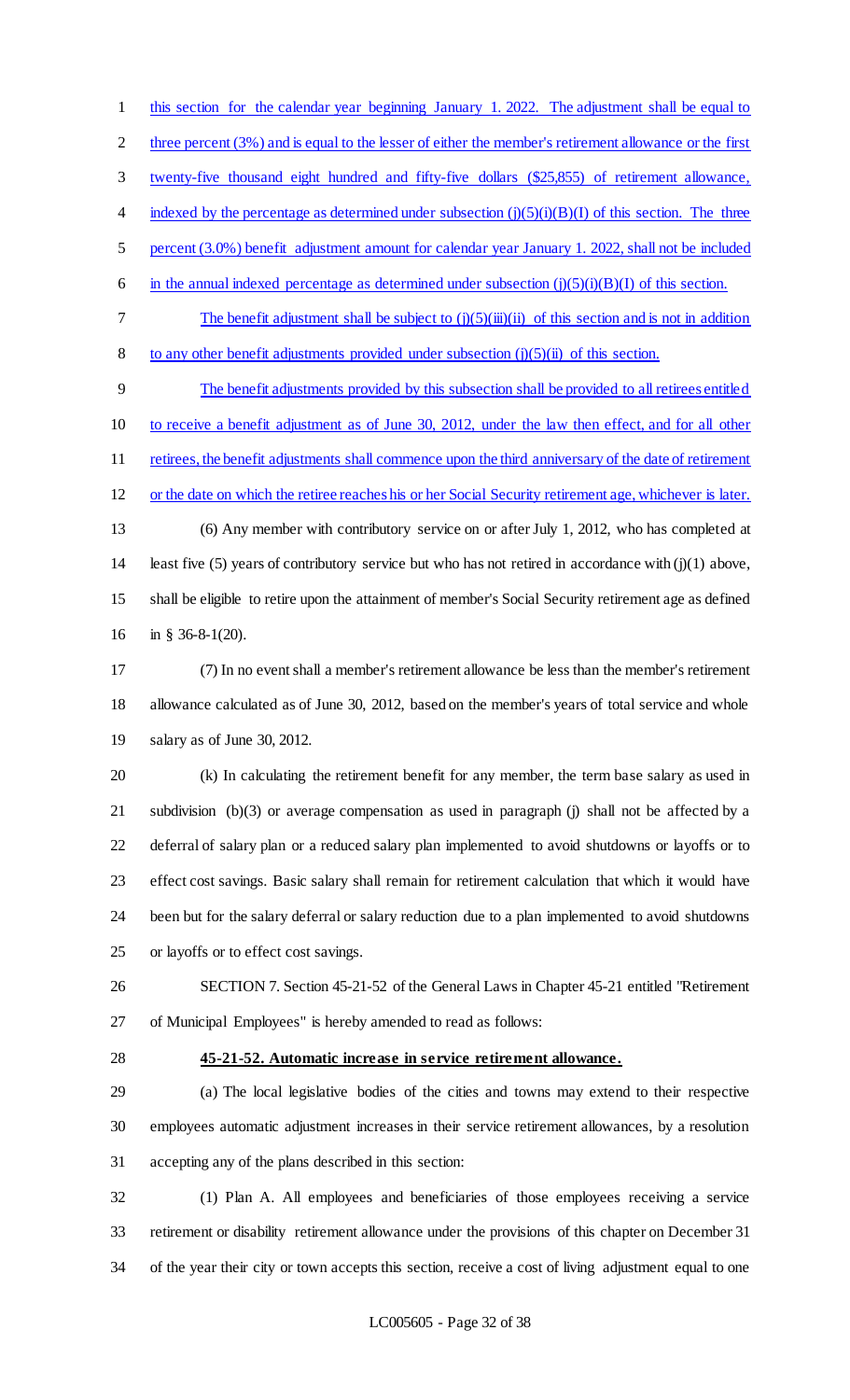this section for the calendar year beginning January 1. 2022. The adjustment shall be equal to three percent (3%) and is equal to the lesser of either the member's retirement allowance or the first twenty-five thousand eight hundred and fifty-five dollars ($25,855) of retirement allowance, indexed by the percentage as determined under subsection (j)(5)(i)(B)(I) of this section. The three percent (3.0%) benefit adjustment amount for calendar year January 1. 2022, shall not be included in the annual indexed percentage as determined under subsection (j)(5)(i)(B)(I) of this section.

The benefit adjustment shall be subject to (j)(5)(iii)(ii) of this section and is not in addition to any other benefit adjustments provided under subsection (j)(5)(ii) of this section.

The benefit adjustments provided by this subsection shall be provided to all retirees entitled to receive a benefit adjustment as of June 30, 2012, under the law then effect, and for all other retirees, the benefit adjustments shall commence upon the third anniversary of the date of retirement or the date on which the retiree reaches his or her Social Security retirement age, whichever is later.

(6) Any member with contributory service on or after July 1, 2012, who has completed at least five (5) years of contributory service but who has not retired in accordance with (j)(1) above, shall be eligible to retire upon the attainment of member's Social Security retirement age as defined in § 36-8-1(20).

(7) In no event shall a member's retirement allowance be less than the member's retirement allowance calculated as of June 30, 2012, based on the member's years of total service and whole salary as of June 30, 2012.

(k) In calculating the retirement benefit for any member, the term base salary as used in subdivision (b)(3) or average compensation as used in paragraph (j) shall not be affected by a deferral of salary plan or a reduced salary plan implemented to avoid shutdowns or layoffs or to effect cost savings. Basic salary shall remain for retirement calculation that which it would have been but for the salary deferral or salary reduction due to a plan implemented to avoid shutdowns or layoffs or to effect cost savings.

SECTION 7. Section 45-21-52 of the General Laws in Chapter 45-21 entitled "Retirement of Municipal Employees" is hereby amended to read as follows:

**45-21-52. Automatic increase in service retirement allowance.**

(a) The local legislative bodies of the cities and towns may extend to their respective employees automatic adjustment increases in their service retirement allowances, by a resolution accepting any of the plans described in this section:

(1) Plan A. All employees and beneficiaries of those employees receiving a service retirement or disability retirement allowance under the provisions of this chapter on December 31 of the year their city or town accepts this section, receive a cost of living adjustment equal to one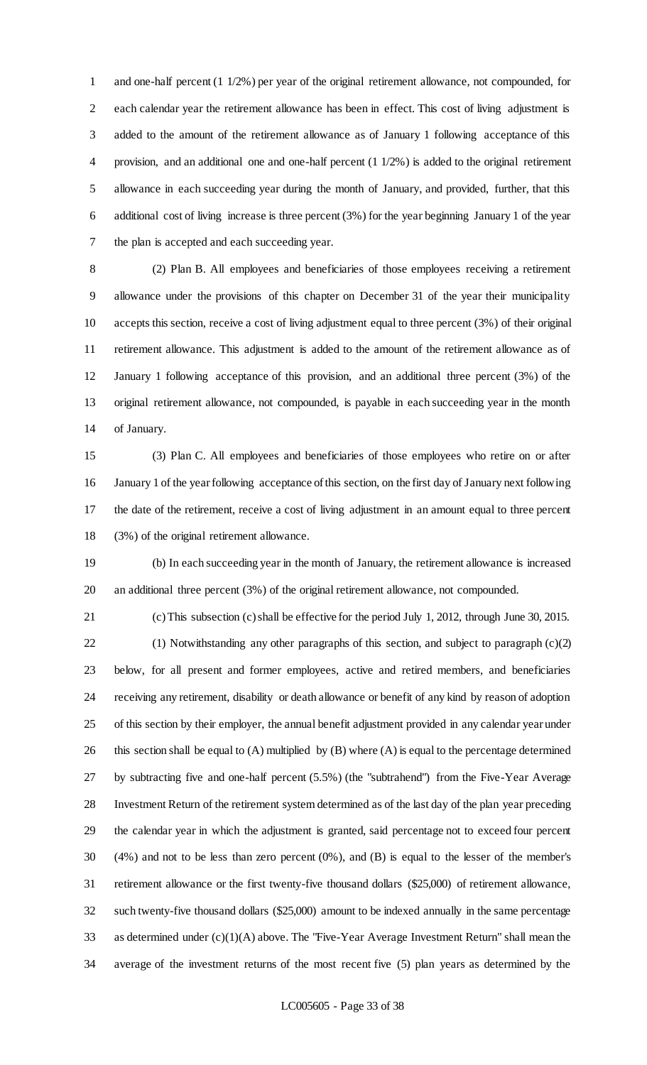and one-half percent (1 1/2%) per year of the original retirement allowance, not compounded, for each calendar year the retirement allowance has been in effect. This cost of living adjustment is added to the amount of the retirement allowance as of January 1 following acceptance of this provision, and an additional one and one-half percent (1 1/2%) is added to the original retirement allowance in each succeeding year during the month of January, and provided, further, that this additional cost of living increase is three percent (3%) for the year beginning January 1 of the year the plan is accepted and each succeeding year.

(2) Plan B. All employees and beneficiaries of those employees receiving a retirement allowance under the provisions of this chapter on December 31 of the year their municipality accepts this section, receive a cost of living adjustment equal to three percent (3%) of their original retirement allowance. This adjustment is added to the amount of the retirement allowance as of January 1 following acceptance of this provision, and an additional three percent (3%) of the original retirement allowance, not compounded, is payable in each succeeding year in the month of January.

(3) Plan C. All employees and beneficiaries of those employees who retire on or after January 1 of the year following acceptance of this section, on the first day of January next following the date of the retirement, receive a cost of living adjustment in an amount equal to three percent (3%) of the original retirement allowance.

(b) In each succeeding year in the month of January, the retirement allowance is increased an additional three percent (3%) of the original retirement allowance, not compounded.

(c) This subsection (c) shall be effective for the period July 1, 2012, through June 30, 2015.

(1) Notwithstanding any other paragraphs of this section, and subject to paragraph (c)(2) below, for all present and former employees, active and retired members, and beneficiaries receiving any retirement, disability or death allowance or benefit of any kind by reason of adoption of this section by their employer, the annual benefit adjustment provided in any calendar year under this section shall be equal to (A) multiplied by (B) where (A) is equal to the percentage determined by subtracting five and one-half percent (5.5%) (the "subtrahend") from the Five-Year Average Investment Return of the retirement system determined as of the last day of the plan year preceding the calendar year in which the adjustment is granted, said percentage not to exceed four percent (4%) and not to be less than zero percent (0%), and (B) is equal to the lesser of the member's retirement allowance or the first twenty-five thousand dollars ($25,000) of retirement allowance, such twenty-five thousand dollars ($25,000) amount to be indexed annually in the same percentage as determined under (c)(1)(A) above. The "Five-Year Average Investment Return" shall mean the average of the investment returns of the most recent five (5) plan years as determined by the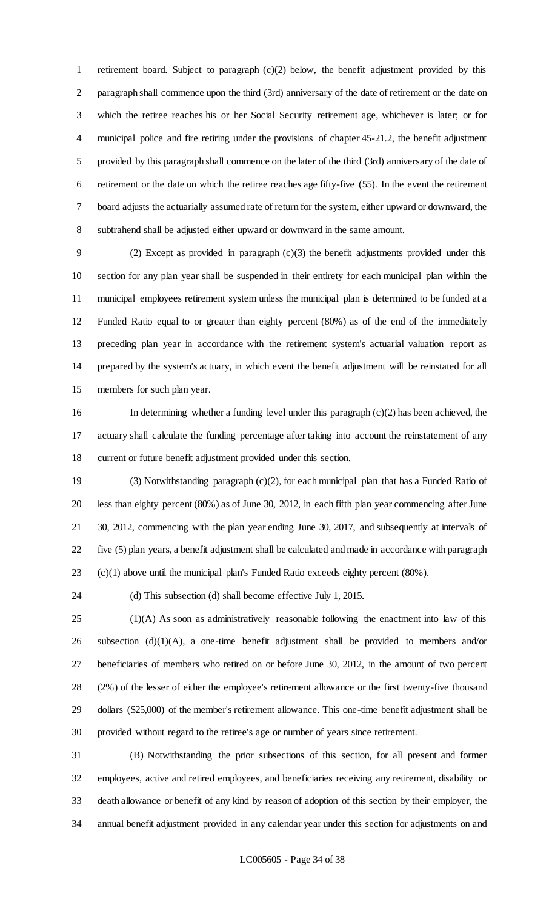retirement board. Subject to paragraph (c)(2) below, the benefit adjustment provided by this paragraph shall commence upon the third (3rd) anniversary of the date of retirement or the date on which the retiree reaches his or her Social Security retirement age, whichever is later; or for municipal police and fire retiring under the provisions of chapter 45-21.2, the benefit adjustment provided by this paragraph shall commence on the later of the third (3rd) anniversary of the date of retirement or the date on which the retiree reaches age fifty-five (55). In the event the retirement board adjusts the actuarially assumed rate of return for the system, either upward or downward, the subtrahend shall be adjusted either upward or downward in the same amount.

(2) Except as provided in paragraph (c)(3) the benefit adjustments provided under this section for any plan year shall be suspended in their entirety for each municipal plan within the municipal employees retirement system unless the municipal plan is determined to be funded at a Funded Ratio equal to or greater than eighty percent (80%) as of the end of the immediately preceding plan year in accordance with the retirement system's actuarial valuation report as prepared by the system's actuary, in which event the benefit adjustment will be reinstated for all members for such plan year.

In determining whether a funding level under this paragraph (c)(2) has been achieved, the actuary shall calculate the funding percentage after taking into account the reinstatement of any current or future benefit adjustment provided under this section.

(3) Notwithstanding paragraph (c)(2), for each municipal plan that has a Funded Ratio of less than eighty percent (80%) as of June 30, 2012, in each fifth plan year commencing after June 30, 2012, commencing with the plan year ending June 30, 2017, and subsequently at intervals of five (5) plan years, a benefit adjustment shall be calculated and made in accordance with paragraph (c)(1) above until the municipal plan's Funded Ratio exceeds eighty percent (80%).

(d) This subsection (d) shall become effective July 1, 2015.

(1)(A) As soon as administratively reasonable following the enactment into law of this subsection (d)(1)(A), a one-time benefit adjustment shall be provided to members and/or beneficiaries of members who retired on or before June 30, 2012, in the amount of two percent (2%) of the lesser of either the employee's retirement allowance or the first twenty-five thousand dollars ($25,000) of the member's retirement allowance. This one-time benefit adjustment shall be provided without regard to the retiree's age or number of years since retirement.

(B) Notwithstanding the prior subsections of this section, for all present and former employees, active and retired employees, and beneficiaries receiving any retirement, disability or death allowance or benefit of any kind by reason of adoption of this section by their employer, the annual benefit adjustment provided in any calendar year under this section for adjustments on and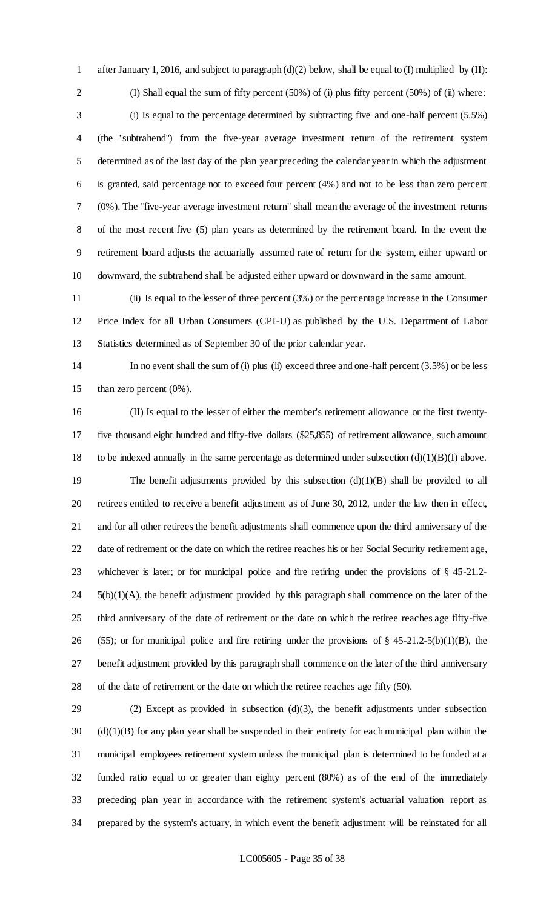after January 1, 2016, and subject to paragraph (d)(2) below, shall be equal to (I) multiplied by (II):

(I) Shall equal the sum of fifty percent (50%) of (i) plus fifty percent (50%) of (ii) where:

(i) Is equal to the percentage determined by subtracting five and one-half percent (5.5%) (the "subtrahend") from the five-year average investment return of the retirement system determined as of the last day of the plan year preceding the calendar year in which the adjustment is granted, said percentage not to exceed four percent (4%) and not to be less than zero percent (0%). The "five-year average investment return" shall mean the average of the investment returns of the most recent five (5) plan years as determined by the retirement board. In the event the retirement board adjusts the actuarially assumed rate of return for the system, either upward or downward, the subtrahend shall be adjusted either upward or downward in the same amount.

(ii) Is equal to the lesser of three percent (3%) or the percentage increase in the Consumer Price Index for all Urban Consumers (CPI-U) as published by the U.S. Department of Labor Statistics determined as of September 30 of the prior calendar year.

In no event shall the sum of (i) plus (ii) exceed three and one-half percent (3.5%) or be less than zero percent (0%).

(II) Is equal to the lesser of either the member's retirement allowance or the first twenty-five thousand eight hundred and fifty-five dollars ($25,855) of retirement allowance, such amount to be indexed annually in the same percentage as determined under subsection (d)(1)(B)(I) above.

The benefit adjustments provided by this subsection (d)(1)(B) shall be provided to all retirees entitled to receive a benefit adjustment as of June 30, 2012, under the law then in effect, and for all other retirees the benefit adjustments shall commence upon the third anniversary of the date of retirement or the date on which the retiree reaches his or her Social Security retirement age, whichever is later; or for municipal police and fire retiring under the provisions of § 45-21.2-5(b)(1)(A), the benefit adjustment provided by this paragraph shall commence on the later of the third anniversary of the date of retirement or the date on which the retiree reaches age fifty-five (55); or for municipal police and fire retiring under the provisions of § 45-21.2-5(b)(1)(B), the benefit adjustment provided by this paragraph shall commence on the later of the third anniversary of the date of retirement or the date on which the retiree reaches age fifty (50).

(2) Except as provided in subsection (d)(3), the benefit adjustments under subsection (d)(1)(B) for any plan year shall be suspended in their entirety for each municipal plan within the municipal employees retirement system unless the municipal plan is determined to be funded at a funded ratio equal to or greater than eighty percent (80%) as of the end of the immediately preceding plan year in accordance with the retirement system's actuarial valuation report as prepared by the system's actuary, in which event the benefit adjustment will be reinstated for all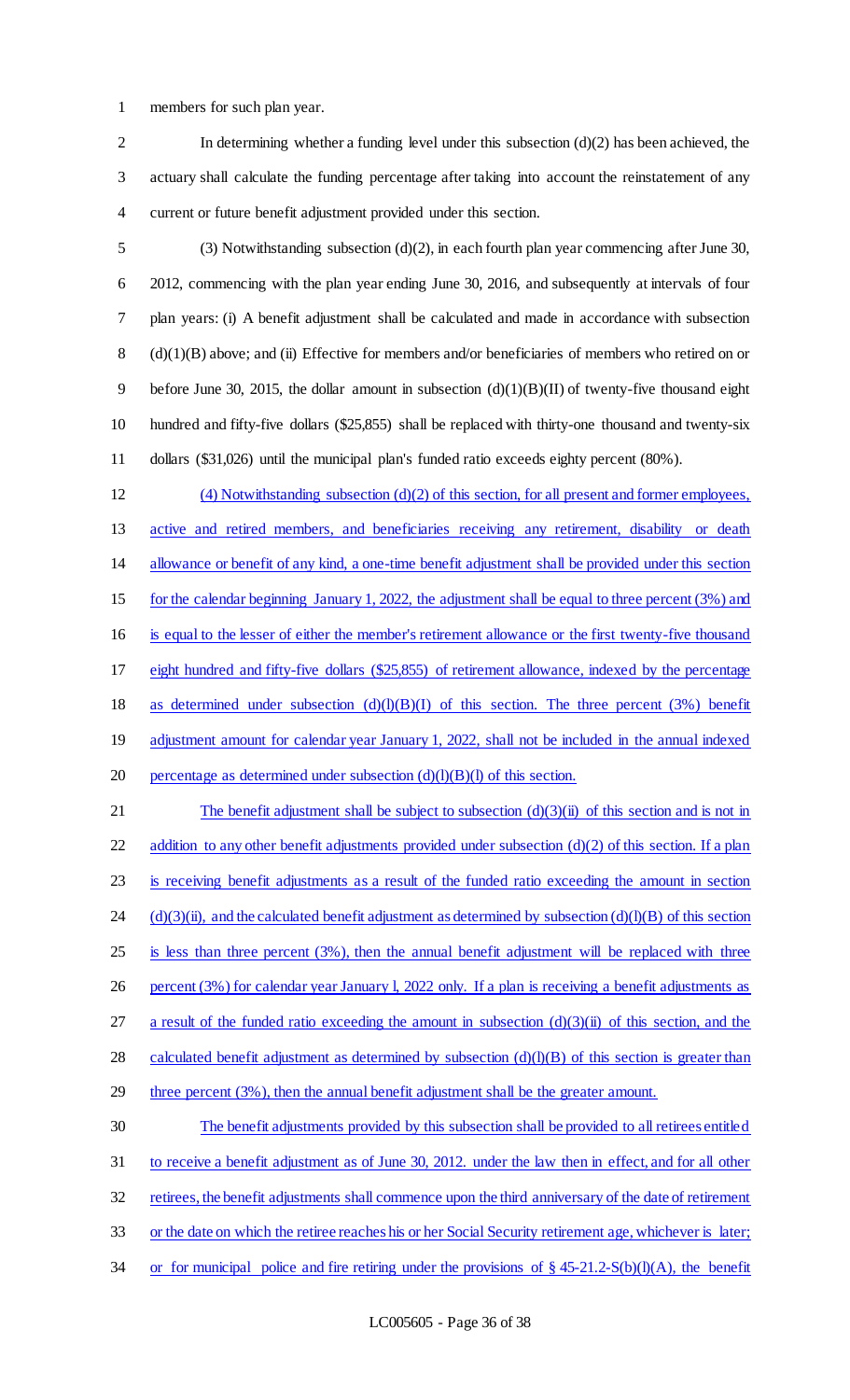members for such plan year.

In determining whether a funding level under this subsection (d)(2) has been achieved, the actuary shall calculate the funding percentage after taking into account the reinstatement of any current or future benefit adjustment provided under this section.

(3) Notwithstanding subsection (d)(2), in each fourth plan year commencing after June 30, 2012, commencing with the plan year ending June 30, 2016, and subsequently at intervals of four plan years: (i) A benefit adjustment shall be calculated and made in accordance with subsection (d)(1)(B) above; and (ii) Effective for members and/or beneficiaries of members who retired on or before June 30, 2015, the dollar amount in subsection (d)(1)(B)(II) of twenty-five thousand eight hundred and fifty-five dollars ($25,855) shall be replaced with thirty-one thousand and twenty-six dollars ($31,026) until the municipal plan's funded ratio exceeds eighty percent (80%).

(4) Notwithstanding subsection (d)(2) of this section, for all present and former employees, active and retired members, and beneficiaries receiving any retirement, disability or death allowance or benefit of any kind, a one-time benefit adjustment shall be provided under this section for the calendar beginning January 1, 2022, the adjustment shall be equal to three percent (3%) and is equal to the lesser of either the member's retirement allowance or the first twenty-five thousand eight hundred and fifty-five dollars ($25,855) of retirement allowance, indexed by the percentage as determined under subsection (d)(l)(B)(I) of this section. The three percent (3%) benefit adjustment amount for calendar year January 1, 2022, shall not be included in the annual indexed percentage as determined under subsection (d)(l)(B)(l) of this section.

The benefit adjustment shall be subject to subsection (d)(3)(ii) of this section and is not in addition to any other benefit adjustments provided under subsection (d)(2) of this section. If a plan is receiving benefit adjustments as a result of the funded ratio exceeding the amount in section (d)(3)(ii), and the calculated benefit adjustment as determined by subsection (d)(l)(B) of this section is less than three percent (3%), then the annual benefit adjustment will be replaced with three percent (3%) for calendar year January l, 2022 only. If a plan is receiving a benefit adjustments as a result of the funded ratio exceeding the amount in subsection (d)(3)(ii) of this section, and the calculated benefit adjustment as determined by subsection (d)(l)(B) of this section is greater than three percent (3%), then the annual benefit adjustment shall be the greater amount.

The benefit adjustments provided by this subsection shall be provided to all retirees entitled to receive a benefit adjustment as of June 30, 2012. under the law then in effect, and for all other retirees, the benefit adjustments shall commence upon the third anniversary of the date of retirement or the date on which the retiree reaches his or her Social Security retirement age, whichever is later; or for municipal police and fire retiring under the provisions of § 45-21.2-S(b)(l)(A), the benefit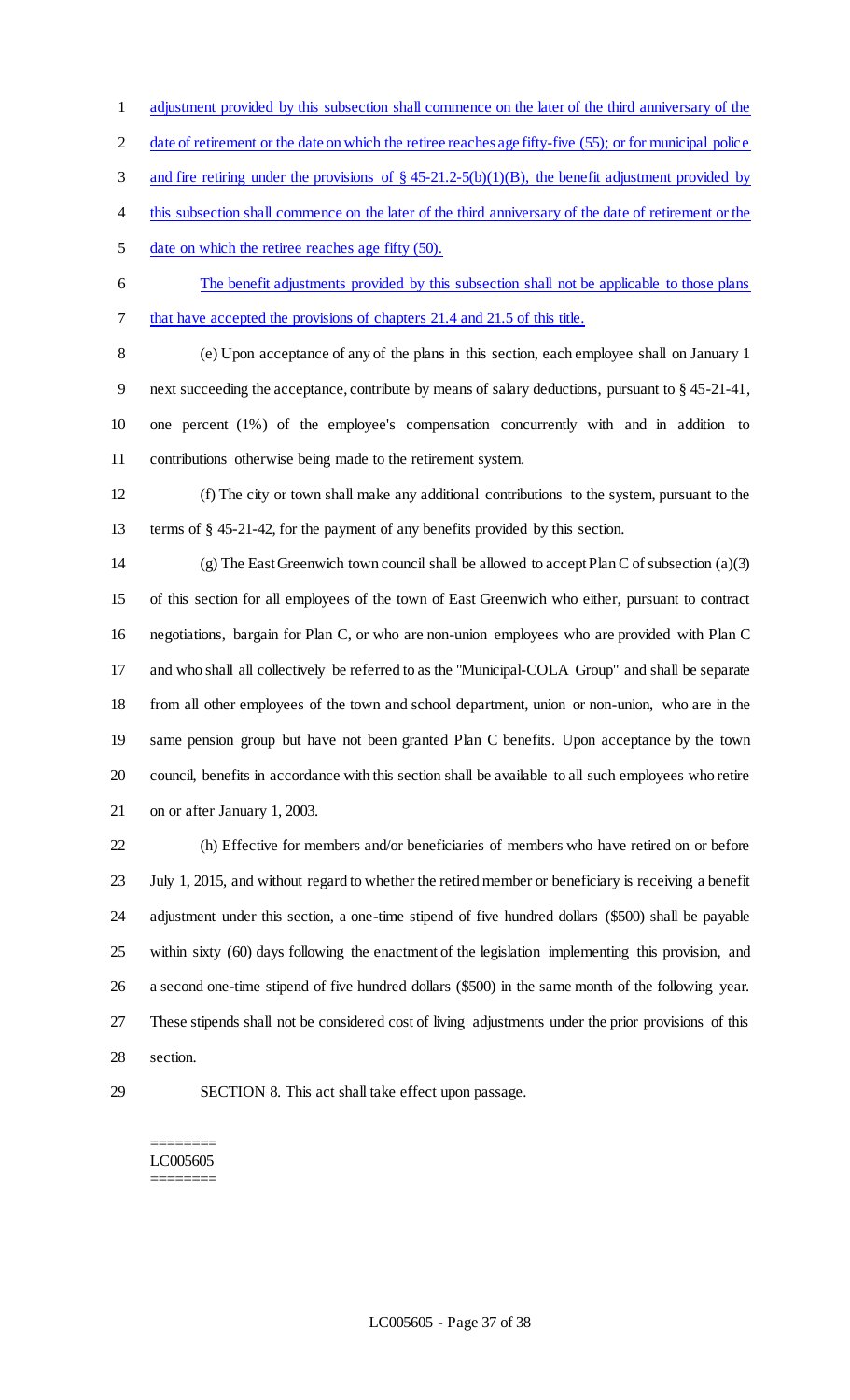adjustment provided by this subsection shall commence on the later of the third anniversary of the date of retirement or the date on which the retiree reaches age fifty-five (55); or for municipal police and fire retiring under the provisions of § 45-21.2-5(b)(1)(B), the benefit adjustment provided by this subsection shall commence on the later of the third anniversary of the date of retirement or the date on which the retiree reaches age fifty (50).

The benefit adjustments provided by this subsection shall not be applicable to those plans that have accepted the provisions of chapters 21.4 and 21.5 of this title.

(e) Upon acceptance of any of the plans in this section, each employee shall on January 1 next succeeding the acceptance, contribute by means of salary deductions, pursuant to § 45-21-41, one percent (1%) of the employee's compensation concurrently with and in addition to contributions otherwise being made to the retirement system.

(f) The city or town shall make any additional contributions to the system, pursuant to the terms of § 45-21-42, for the payment of any benefits provided by this section.

(g) The East Greenwich town council shall be allowed to accept Plan C of subsection (a)(3) of this section for all employees of the town of East Greenwich who either, pursuant to contract negotiations, bargain for Plan C, or who are non-union employees who are provided with Plan C and who shall all collectively be referred to as the "Municipal-COLA Group" and shall be separate from all other employees of the town and school department, union or non-union, who are in the same pension group but have not been granted Plan C benefits. Upon acceptance by the town council, benefits in accordance with this section shall be available to all such employees who retire on or after January 1, 2003.

(h) Effective for members and/or beneficiaries of members who have retired on or before July 1, 2015, and without regard to whether the retired member or beneficiary is receiving a benefit adjustment under this section, a one-time stipend of five hundred dollars ($500) shall be payable within sixty (60) days following the enactment of the legislation implementing this provision, and a second one-time stipend of five hundred dollars ($500) in the same month of the following year. These stipends shall not be considered cost of living adjustments under the prior provisions of this section.

SECTION 8. This act shall take effect upon passage.

========
LC005605
========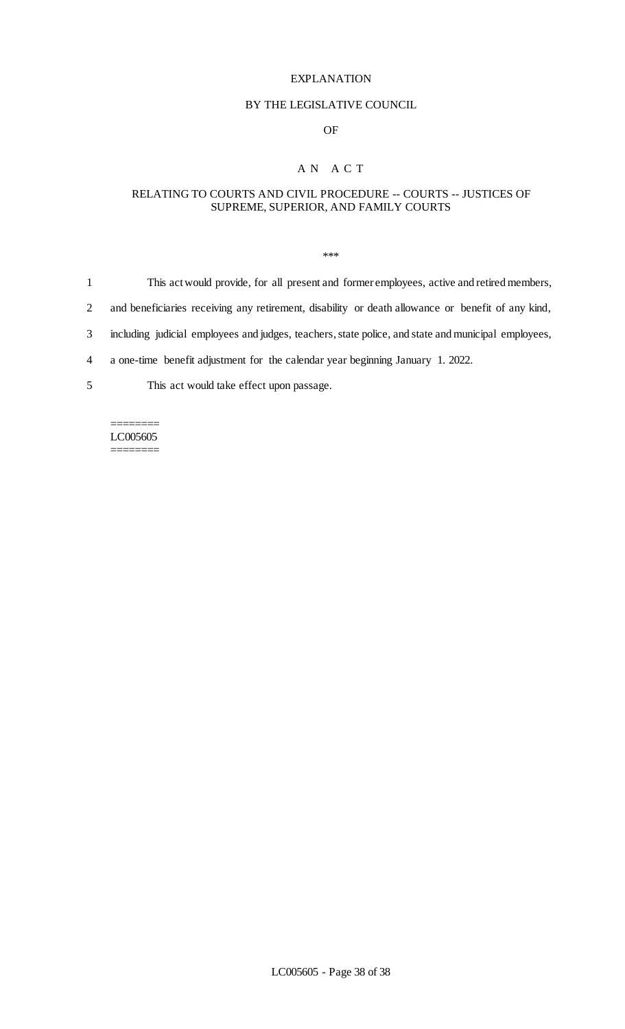EXPLANATION

BY THE LEGISLATIVE COUNCIL

OF

A N A C T

RELATING TO COURTS AND CIVIL PROCEDURE -- COURTS -- JUSTICES OF SUPREME, SUPERIOR, AND FAMILY COURTS

***

1 This act would provide, for all present and former employees, active and retired members,
2 and beneficiaries receiving any retirement, disability or death allowance or benefit of any kind,
3 including judicial employees and judges, teachers, state police, and state and municipal employees,
4 a one-time benefit adjustment for the calendar year beginning January 1. 2022.
5 This act would take effect upon passage.

========
LC005605
========